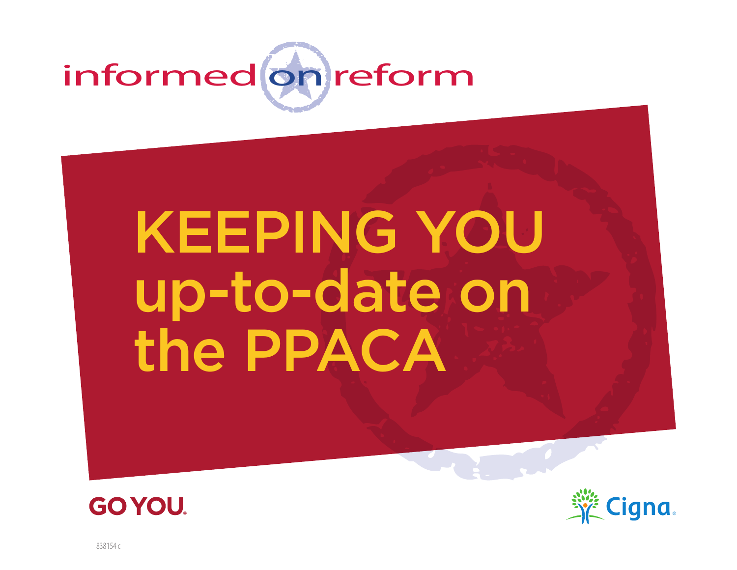informed on reform

# KEEPING YOU up-to-date on the PPACA

GO YOU.

Cigna.

838154 c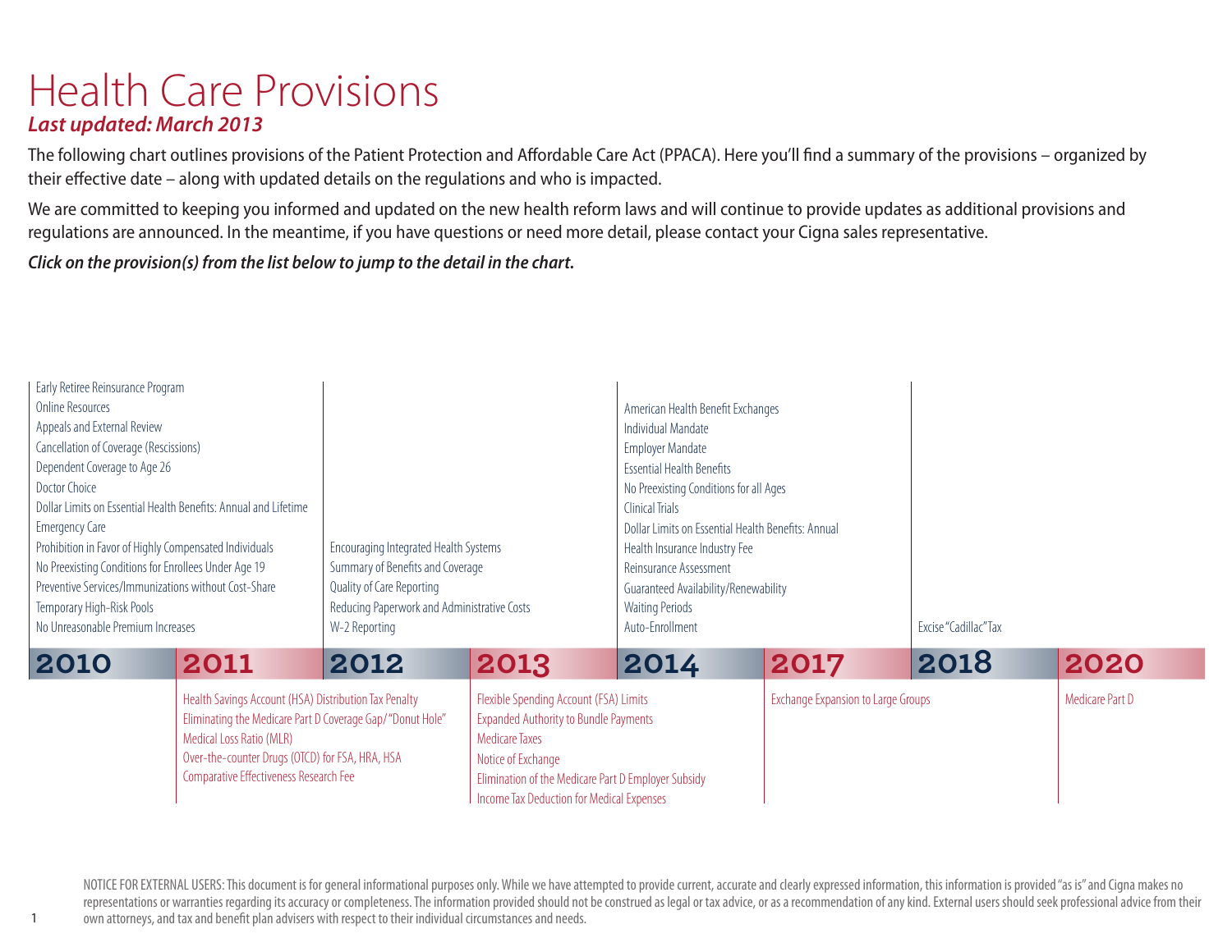# Health Care Provisions

***Last updated: March 2013***

The following chart outlines provisions of the Patient Protection and Affordable Care Act (PPACA). Here you'll find a summary of the provisions – organized by their effective date – along with updated details on the regulations and who is impacted.

We are committed to keeping you informed and updated on the new health reform laws and will continue to provide updates as additional provisions and regulations are announced. In the meantime, if you have questions or need more detail, please contact your Cigna sales representative.

***Click on the provision(s) from the list below to jump to the detail in the chart.***

## 2010

- Early Retiree Reinsurance Program
- Online Resources
- Appeals and External Review
- Cancellation of Coverage (Rescissions)
- Dependent Coverage to Age 26
- Doctor Choice
- Dollar Limits on Essential Health Benefits: Annual and Lifetime
- Emergency Care
- Prohibition in Favor of Highly Compensated Individuals
- No Preexisting Conditions for Enrollees Under Age 19
- Preventive Services/Immunizations without Cost-Share
- Temporary High-Risk Pools
- No Unreasonable Premium Increases

## 2011

- Health Savings Account (HSA) Distribution Tax Penalty
- Eliminating the Medicare Part D Coverage Gap/"Donut Hole"
- Medical Loss Ratio (MLR)
- Over-the-counter Drugs (OTCD) for FSA, HRA, HSA
- Comparative Effectiveness Research Fee

## 2012

- Encouraging Integrated Health Systems
- Summary of Benefits and Coverage
- Quality of Care Reporting
- Reducing Paperwork and Administrative Costs
- W-2 Reporting

## 2013

- Flexible Spending Account (FSA) Limits
- Expanded Authority to Bundle Payments
- Medicare Taxes
- Notice of Exchange
- Elimination of the Medicare Part D Employer Subsidy
- Income Tax Deduction for Medical Expenses

## 2014

- American Health Benefit Exchanges
- Individual Mandate
- Employer Mandate
- Essential Health Benefits
- No Preexisting Conditions for all Ages
- Clinical Trials
- Dollar Limits on Essential Health Benefits: Annual
- Health Insurance Industry Fee
- Reinsurance Assessment
- Guaranteed Availability/Renewability
- Waiting Periods
- Auto-Enrollment

## 2017

- Exchange Expansion to Large Groups

## 2018

- Excise "Cadillac" Tax

## 2020

- Medicare Part D

NOTICE FOR EXTERNAL USERS: This document is for general informational purposes only. While we have attempted to provide current, accurate and clearly expressed information, this information is provided "as is" and Cigna makes no representations or warranties regarding its accuracy or completeness. The information provided should not be construed as legal or tax advice, or as a recommendation of any kind. External users should seek professional advice from their own attorneys, and tax and benefit plan advisers with respect to their individual circumstances and needs.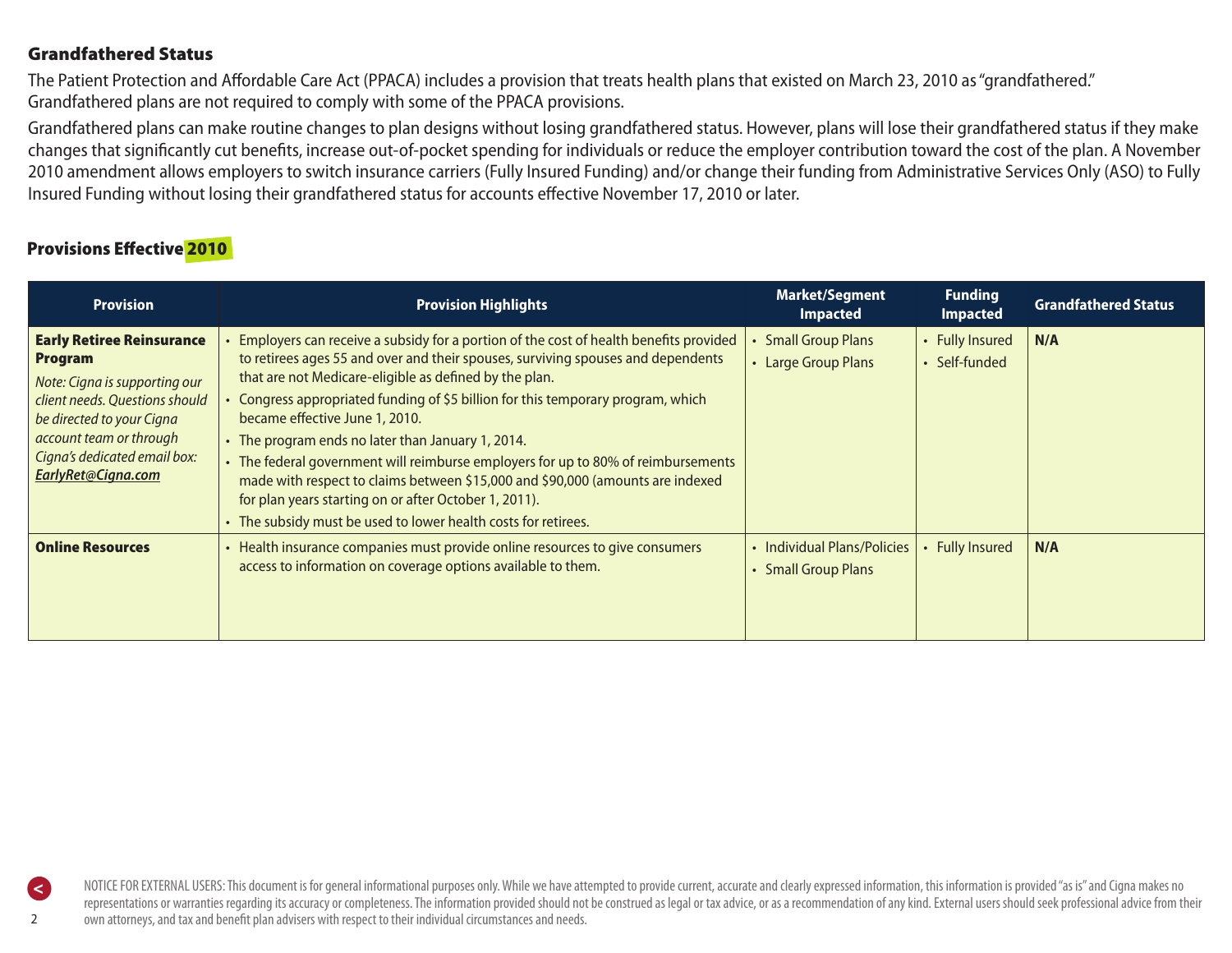## Grandfathered Status

The Patient Protection and Affordable Care Act (PPACA) includes a provision that treats health plans that existed on March 23, 2010 as "grandfathered." Grandfathered plans are not required to comply with some of the PPACA provisions.

Grandfathered plans can make routine changes to plan designs without losing grandfathered status. However, plans will lose their grandfathered status if they make changes that significantly cut benefits, increase out-of-pocket spending for individuals or reduce the employer contribution toward the cost of the plan. A November 2010 amendment allows employers to switch insurance carriers (Fully Insured Funding) and/or change their funding from Administrative Services Only (ASO) to Fully Insured Funding without losing their grandfathered status for accounts effective November 17, 2010 or later.

## Provisions Effective 2010

| Provision | Provision Highlights | Market/Segment Impacted | Funding Impacted | Grandfathered Status |
|---|---|---|---|---|
| **Early Retiree Reinsurance Program**<br>*Note: Cigna is supporting our client needs. Questions should be directed to your Cigna account team or through Cigna's dedicated email box: **EarlyRet@Cigna.com*** | • Employers can receive a subsidy for a portion of the cost of health benefits provided to retirees ages 55 and over and their spouses, surviving spouses and dependents that are not Medicare-eligible as defined by the plan.<br>• Congress appropriated funding of $5 billion for this temporary program, which became effective June 1, 2010.<br>• The program ends no later than January 1, 2014.<br>• The federal government will reimburse employers for up to 80% of reimbursements made with respect to claims between $15,000 and $90,000 (amounts are indexed for plan years starting on or after October 1, 2011).<br>• The subsidy must be used to lower health costs for retirees. | • Small Group Plans<br>• Large Group Plans | • Fully Insured<br>• Self-funded | **N/A** |
| **Online Resources** | • Health insurance companies must provide online resources to give consumers access to information on coverage options available to them. | • Individual Plans/Policies<br>• Small Group Plans | • Fully Insured | **N/A** |

NOTICE FOR EXTERNAL USERS: This document is for general informational purposes only. While we have attempted to provide current, accurate and clearly expressed information, this information is provided "as is" and Cigna makes no representations or warranties regarding its accuracy or completeness. The information provided should not be construed as legal or tax advice, or as a recommendation of any kind. External users should seek professional advice from their own attorneys, and tax and benefit plan advisers with respect to their individual circumstances and needs.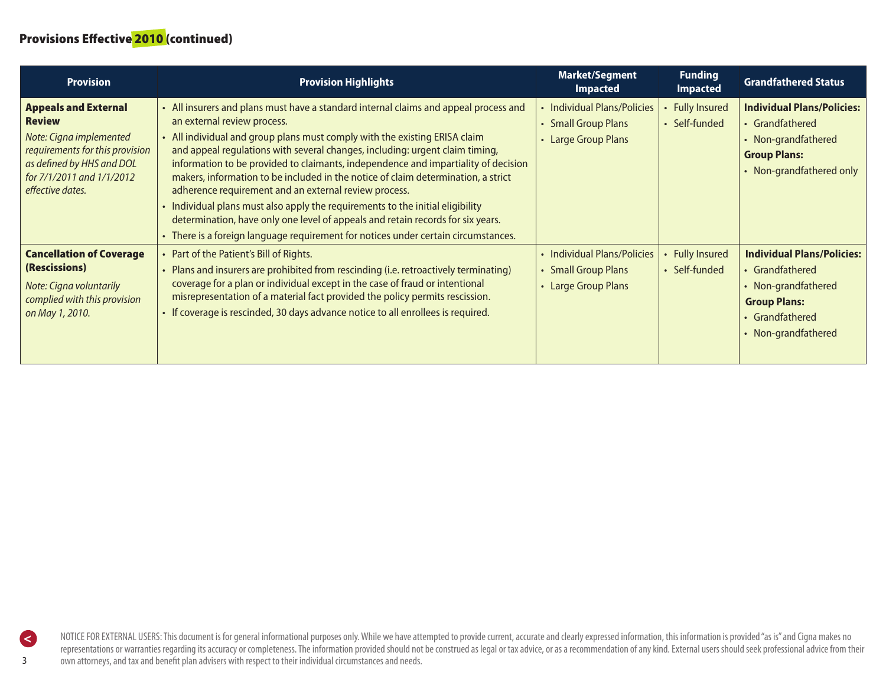## Provisions Effective 2010 (continued)

| Provision | Provision Highlights | Market/Segment Impacted | Funding Impacted | Grandfathered Status |
|---|---|---|---|---|
| **Appeals and External Review**<br>*Note: Cigna implemented requirements for this provision as defined by HHS and DOL for 7/1/2011 and 1/1/2012 effective dates.* | • All insurers and plans must have a standard internal claims and appeal process and an external review process.<br>• All individual and group plans must comply with the existing ERISA claim and appeal regulations with several changes, including: urgent claim timing, information to be provided to claimants, independence and impartiality of decision makers, information to be included in the notice of claim determination, a strict adherence requirement and an external review process.<br>• Individual plans must also apply the requirements to the initial eligibility determination, have only one level of appeals and retain records for six years.<br>• There is a foreign language requirement for notices under certain circumstances. | • Individual Plans/Policies<br>• Small Group Plans<br>• Large Group Plans | • Fully Insured<br>• Self-funded | **Individual Plans/Policies:**<br>• Grandfathered<br>• Non-grandfathered<br>**Group Plans:**<br>• Non-grandfathered only |
| **Cancellation of Coverage (Rescissions)**<br>*Note: Cigna voluntarily complied with this provision on May 1, 2010.* | • Part of the Patient's Bill of Rights.<br>• Plans and insurers are prohibited from rescinding (i.e. retroactively terminating) coverage for a plan or individual except in the case of fraud or intentional misrepresentation of a material fact provided the policy permits rescission.<br>• If coverage is rescinded, 30 days advance notice to all enrollees is required. | • Individual Plans/Policies<br>• Small Group Plans<br>• Large Group Plans | • Fully Insured<br>• Self-funded | **Individual Plans/Policies:**<br>• Grandfathered<br>• Non-grandfathered<br>**Group Plans:**<br>• Grandfathered<br>• Non-grandfathered |

NOTICE FOR EXTERNAL USERS: This document is for general informational purposes only. While we have attempted to provide current, accurate and clearly expressed information, this information is provided "as is" and Cigna makes no representations or warranties regarding its accuracy or completeness. The information provided should not be construed as legal or tax advice, or as a recommendation of any kind. External users should seek professional advice from their own attorneys, and tax and benefit plan advisers with respect to their individual circumstances and needs.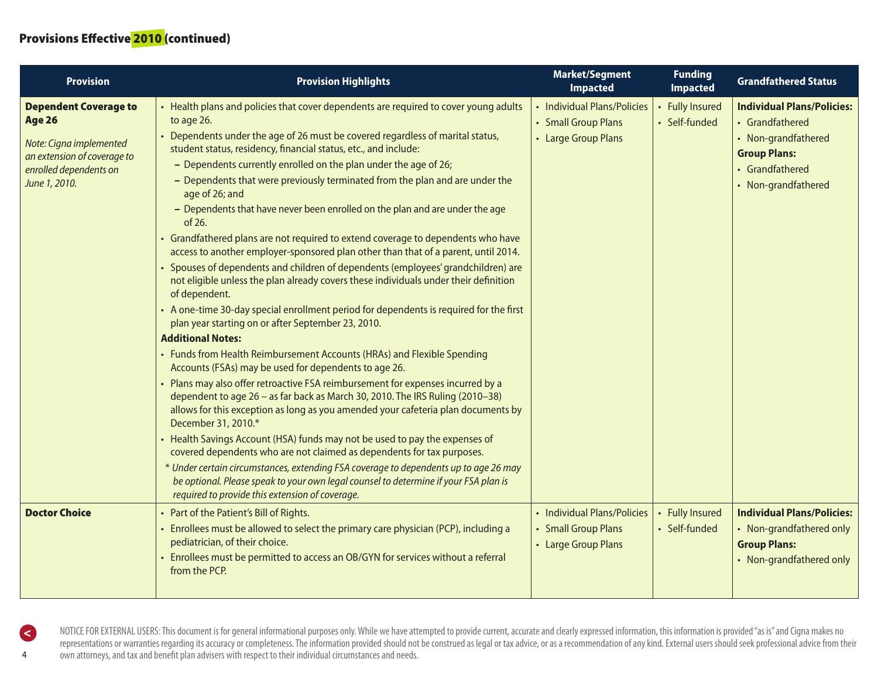## Provisions Effective 2010 (continued)

| Provision | Provision Highlights | Market/Segment Impacted | Funding Impacted | Grandfathered Status |
|---|---|---|---|---|
| **Dependent Coverage to Age 26**<br><br>*Note: Cigna implemented an extension of coverage to enrolled dependents on June 1, 2010.* | • Health plans and policies that cover dependents are required to cover young adults to age 26.<br>• Dependents under the age of 26 must be covered regardless of marital status, student status, residency, financial status, etc., and include:<br>– Dependents currently enrolled on the plan under the age of 26;<br>– Dependents that were previously terminated from the plan and are under the age of 26; and<br>– Dependents that have never been enrolled on the plan and are under the age of 26.<br>• Grandfathered plans are not required to extend coverage to dependents who have access to another employer-sponsored plan other than that of a parent, until 2014.<br>• Spouses of dependents and children of dependents (employees' grandchildren) are not eligible unless the plan already covers these individuals under their definition of dependent.<br>• A one-time 30-day special enrollment period for dependents is required for the first plan year starting on or after September 23, 2010.<br>**Additional Notes:**<br>• Funds from Health Reimbursement Accounts (HRAs) and Flexible Spending Accounts (FSAs) may be used for dependents to age 26.<br>• Plans may also offer retroactive FSA reimbursement for expenses incurred by a dependent to age 26 – as far back as March 30, 2010. The IRS Ruling (2010–38) allows for this exception as long as you amended your cafeteria plan documents by December 31, 2010.*<br>• Health Savings Account (HSA) funds may not be used to pay the expenses of covered dependents who are not claimed as dependents for tax purposes.<br>*\* Under certain circumstances, extending FSA coverage to dependents up to age 26 may be optional. Please speak to your own legal counsel to determine if your FSA plan is required to provide this extension of coverage.* | • Individual Plans/Policies<br>• Small Group Plans<br>• Large Group Plans | • Fully Insured<br>• Self-funded | **Individual Plans/Policies:**<br>• Grandfathered<br>• Non-grandfathered<br>**Group Plans:**<br>• Grandfathered<br>• Non-grandfathered |
| **Doctor Choice** | • Part of the Patient's Bill of Rights.<br>• Enrollees must be allowed to select the primary care physician (PCP), including a pediatrician, of their choice.<br>• Enrollees must be permitted to access an OB/GYN for services without a referral from the PCP. | • Individual Plans/Policies<br>• Small Group Plans<br>• Large Group Plans | • Fully Insured<br>• Self-funded | **Individual Plans/Policies:**<br>• Non-grandfathered only<br>**Group Plans:**<br>• Non-grandfathered only |

NOTICE FOR EXTERNAL USERS: This document is for general informational purposes only. While we have attempted to provide current, accurate and clearly expressed information, this information is provided "as is" and Cigna makes no representations or warranties regarding its accuracy or completeness. The information provided should not be construed as legal or tax advice, or as a recommendation of any kind. External users should seek professional advice from their own attorneys, and tax and benefit plan advisers with respect to their individual circumstances and needs.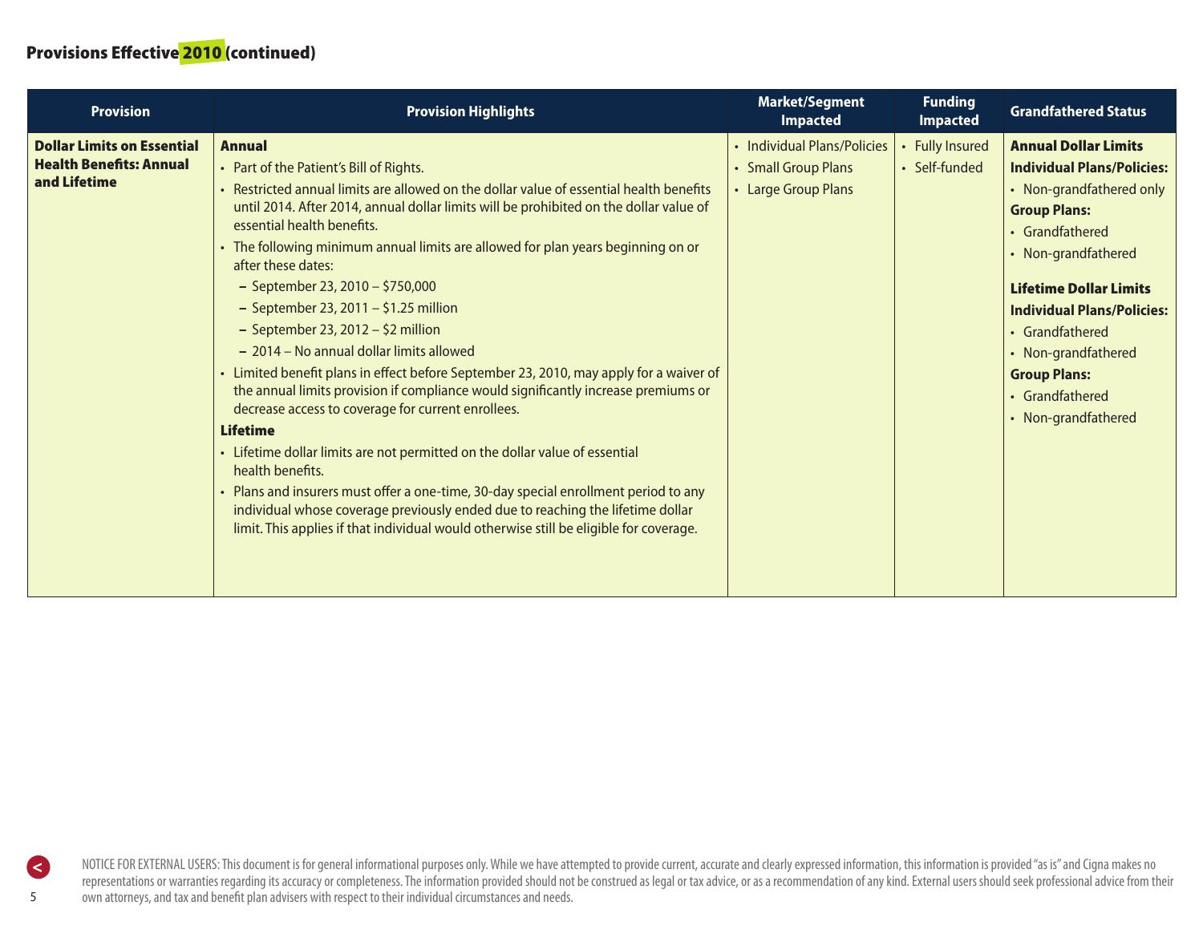## Provisions Effective 2010 (continued)

| Provision | Provision Highlights | Market/Segment Impacted | Funding Impacted | Grandfathered Status |
|---|---|---|---|---|
| **Dollar Limits on Essential Health Benefits: Annual and Lifetime** | **Annual**<br>• Part of the Patient's Bill of Rights.<br>• Restricted annual limits are allowed on the dollar value of essential health benefits until 2014. After 2014, annual dollar limits will be prohibited on the dollar value of essential health benefits.<br>• The following minimum annual limits are allowed for plan years beginning on or after these dates:<br>– September 23, 2010 – $750,000<br>– September 23, 2011 – $1.25 million<br>– September 23, 2012 – $2 million<br>– 2014 – No annual dollar limits allowed<br>• Limited benefit plans in effect before September 23, 2010, may apply for a waiver of the annual limits provision if compliance would significantly increase premiums or decrease access to coverage for current enrollees.<br>**Lifetime**<br>• Lifetime dollar limits are not permitted on the dollar value of essential health benefits.<br>• Plans and insurers must offer a one-time, 30-day special enrollment period to any individual whose coverage previously ended due to reaching the lifetime dollar limit. This applies if that individual would otherwise still be eligible for coverage. | • Individual Plans/Policies<br>• Small Group Plans<br>• Large Group Plans | • Fully Insured<br>• Self-funded | **Annual Dollar Limits**<br>**Individual Plans/Policies:**<br>• Non-grandfathered only<br>**Group Plans:**<br>• Grandfathered<br>• Non-grandfathered<br><br>**Lifetime Dollar Limits**<br>**Individual Plans/Policies:**<br>• Grandfathered<br>• Non-grandfathered<br>**Group Plans:**<br>• Grandfathered<br>• Non-grandfathered |

NOTICE FOR EXTERNAL USERS: This document is for general informational purposes only. While we have attempted to provide current, accurate and clearly expressed information, this information is provided "as is" and Cigna makes no representations or warranties regarding its accuracy or completeness. The information provided should not be construed as legal or tax advice, or as a recommendation of any kind. External users should seek professional advice from their own attorneys, and tax and benefit plan advisers with respect to their individual circumstances and needs.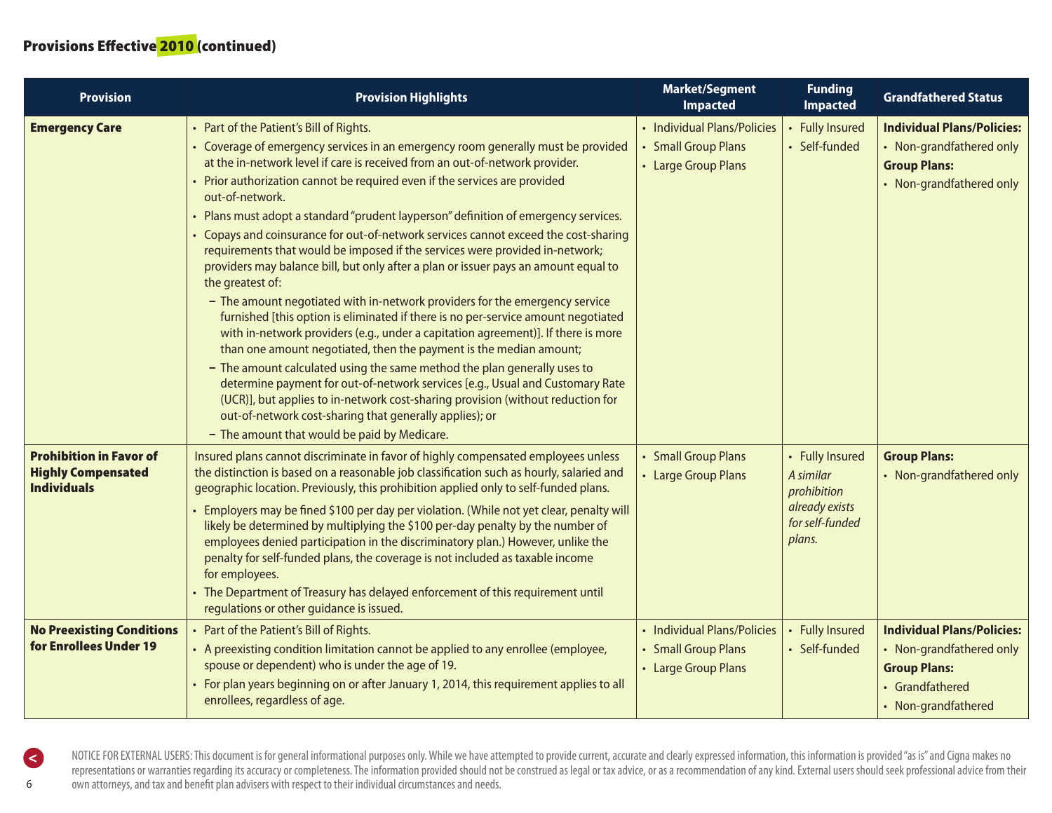## Provisions Effective 2010 (continued)

| Provision | Provision Highlights | Market/Segment Impacted | Funding Impacted | Grandfathered Status |
|---|---|---|---|---|
| **Emergency Care** | • Part of the Patient's Bill of Rights.<br>• Coverage of emergency services in an emergency room generally must be provided at the in-network level if care is received from an out-of-network provider.<br>• Prior authorization cannot be required even if the services are provided out-of-network.<br>• Plans must adopt a standard "prudent layperson" definition of emergency services.<br>• Copays and coinsurance for out-of-network services cannot exceed the cost-sharing requirements that would be imposed if the services were provided in-network; providers may balance bill, but only after a plan or issuer pays an amount equal to the greatest of:<br>– The amount negotiated with in-network providers for the emergency service furnished [this option is eliminated if there is no per-service amount negotiated with in-network providers (e.g., under a capitation agreement)]. If there is more than one amount negotiated, then the payment is the median amount;<br>– The amount calculated using the same method the plan generally uses to determine payment for out-of-network services [e.g., Usual and Customary Rate (UCR)], but applies to in-network cost-sharing provision (without reduction for out-of-network cost-sharing that generally applies); or<br>– The amount that would be paid by Medicare. | • Individual Plans/Policies<br>• Small Group Plans<br>• Large Group Plans | • Fully Insured<br>• Self-funded | **Individual Plans/Policies:**<br>• Non-grandfathered only<br>**Group Plans:**<br>• Non-grandfathered only |
| **Prohibition in Favor of Highly Compensated Individuals** | Insured plans cannot discriminate in favor of highly compensated employees unless the distinction is based on a reasonable job classification such as hourly, salaried and geographic location. Previously, this prohibition applied only to self-funded plans.<br>• Employers may be fined $100 per day per violation. (While not yet clear, penalty will likely be determined by multiplying the $100 per-day penalty by the number of employees denied participation in the discriminatory plan.) However, unlike the penalty for self-funded plans, the coverage is not included as taxable income for employees.<br>• The Department of Treasury has delayed enforcement of this requirement until regulations or other guidance is issued. | • Small Group Plans<br>• Large Group Plans | • Fully Insured<br>*A similar prohibition already exists for self-funded plans.* | **Group Plans:**<br>• Non-grandfathered only |
| **No Preexisting Conditions for Enrollees Under 19** | • Part of the Patient's Bill of Rights.<br>• A preexisting condition limitation cannot be applied to any enrollee (employee, spouse or dependent) who is under the age of 19.<br>• For plan years beginning on or after January 1, 2014, this requirement applies to all enrollees, regardless of age. | • Individual Plans/Policies<br>• Small Group Plans<br>• Large Group Plans | • Fully Insured<br>• Self-funded | **Individual Plans/Policies:**<br>• Non-grandfathered only<br>**Group Plans:**<br>• Grandfathered<br>• Non-grandfathered |

NOTICE FOR EXTERNAL USERS: This document is for general informational purposes only. While we have attempted to provide current, accurate and clearly expressed information, this information is provided "as is" and Cigna makes no representations or warranties regarding its accuracy or completeness. The information provided should not be construed as legal or tax advice, or as a recommendation of any kind. External users should seek professional advice from their own attorneys, and tax and benefit plan advisers with respect to their individual circumstances and needs.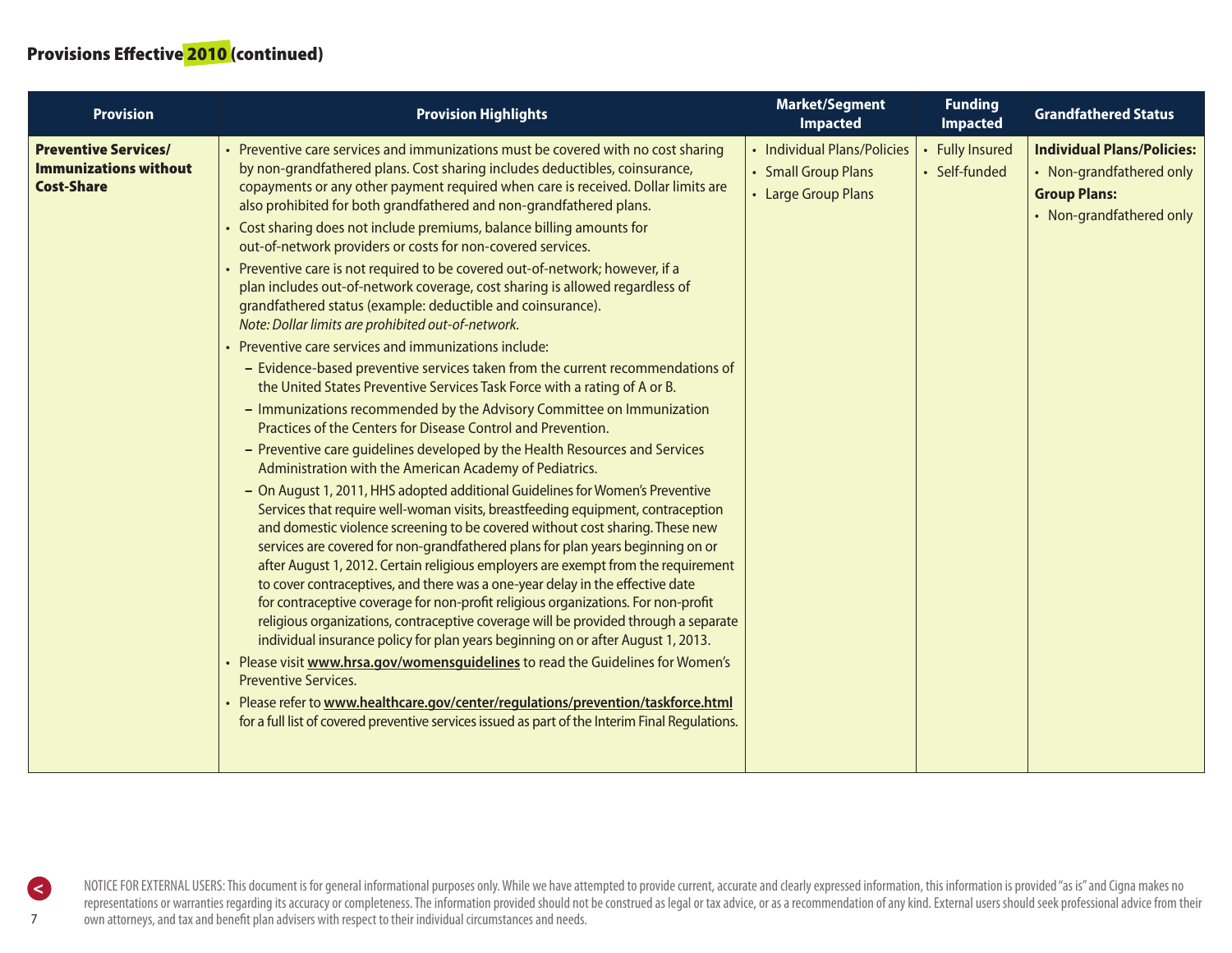## Provisions Effective 2010 (continued)

| Provision | Provision Highlights | Market/Segment Impacted | Funding Impacted | Grandfathered Status |
|---|---|---|---|---|
| **Preventive Services/ Immunizations without Cost-Share** | • Preventive care services and immunizations must be covered with no cost sharing by non-grandfathered plans. Cost sharing includes deductibles, coinsurance, copayments or any other payment required when care is received. Dollar limits are also prohibited for both grandfathered and non-grandfathered plans.<br>• Cost sharing does not include premiums, balance billing amounts for out-of-network providers or costs for non-covered services.<br>• Preventive care is not required to be covered out-of-network; however, if a plan includes out-of-network coverage, cost sharing is allowed regardless of grandfathered status (example: deductible and coinsurance). *Note: Dollar limits are prohibited out-of-network.*<br>• Preventive care services and immunizations include:<br>– Evidence-based preventive services taken from the current recommendations of the United States Preventive Services Task Force with a rating of A or B.<br>– Immunizations recommended by the Advisory Committee on Immunization Practices of the Centers for Disease Control and Prevention.<br>– Preventive care guidelines developed by the Health Resources and Services Administration with the American Academy of Pediatrics.<br>– On August 1, 2011, HHS adopted additional Guidelines for Women's Preventive Services that require well-woman visits, breastfeeding equipment, contraception and domestic violence screening to be covered without cost sharing. These new services are covered for non-grandfathered plans for plan years beginning on or after August 1, 2012. Certain religious employers are exempt from the requirement to cover contraceptives, and there was a one-year delay in the effective date for contraceptive coverage for non-profit religious organizations. For non-profit religious organizations, contraceptive coverage will be provided through a separate individual insurance policy for plan years beginning on or after August 1, 2013.<br>• Please visit **www.hrsa.gov/womensguidelines** to read the Guidelines for Women's Preventive Services.<br>• Please refer to **www.healthcare.gov/center/regulations/prevention/taskforce.html** for a full list of covered preventive services issued as part of the Interim Final Regulations. | • Individual Plans/Policies<br>• Small Group Plans<br>• Large Group Plans | • Fully Insured<br>• Self-funded | **Individual Plans/Policies:**<br>• Non-grandfathered only<br>**Group Plans:**<br>• Non-grandfathered only |

NOTICE FOR EXTERNAL USERS: This document is for general informational purposes only. While we have attempted to provide current, accurate and clearly expressed information, this information is provided "as is" and Cigna makes no representations or warranties regarding its accuracy or completeness. The information provided should not be construed as legal or tax advice, or as a recommendation of any kind. External users should seek professional advice from their own attorneys, and tax and benefit plan advisers with respect to their individual circumstances and needs.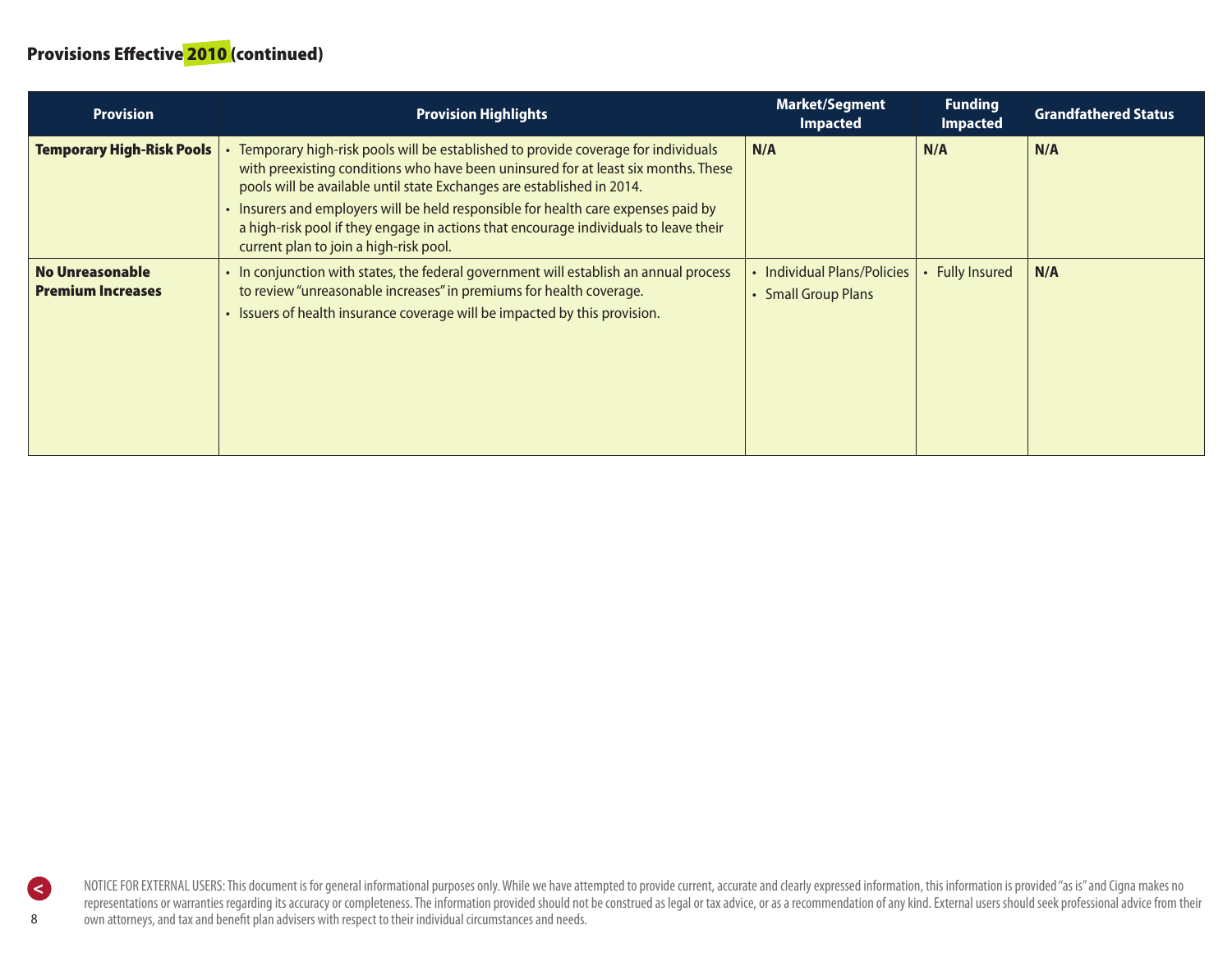## Provisions Effective 2010 (continued)

| Provision | Provision Highlights | Market/Segment Impacted | Funding Impacted | Grandfathered Status |
|---|---|---|---|---|
| **Temporary High-Risk Pools** | • Temporary high-risk pools will be established to provide coverage for individuals with preexisting conditions who have been uninsured for at least six months. These pools will be available until state Exchanges are established in 2014.<br>• Insurers and employers will be held responsible for health care expenses paid by a high-risk pool if they engage in actions that encourage individuals to leave their current plan to join a high-risk pool. | **N/A** | **N/A** | **N/A** |
| **No Unreasonable Premium Increases** | • In conjunction with states, the federal government will establish an annual process to review "unreasonable increases" in premiums for health coverage.<br>• Issuers of health insurance coverage will be impacted by this provision. | • Individual Plans/Policies<br>• Small Group Plans | • Fully Insured | **N/A** |

NOTICE FOR EXTERNAL USERS: This document is for general informational purposes only. While we have attempted to provide current, accurate and clearly expressed information, this information is provided "as is" and Cigna makes no representations or warranties regarding its accuracy or completeness. The information provided should not be construed as legal or tax advice, or as a recommendation of any kind. External users should seek professional advice from their own attorneys, and tax and benefit plan advisers with respect to their individual circumstances and needs.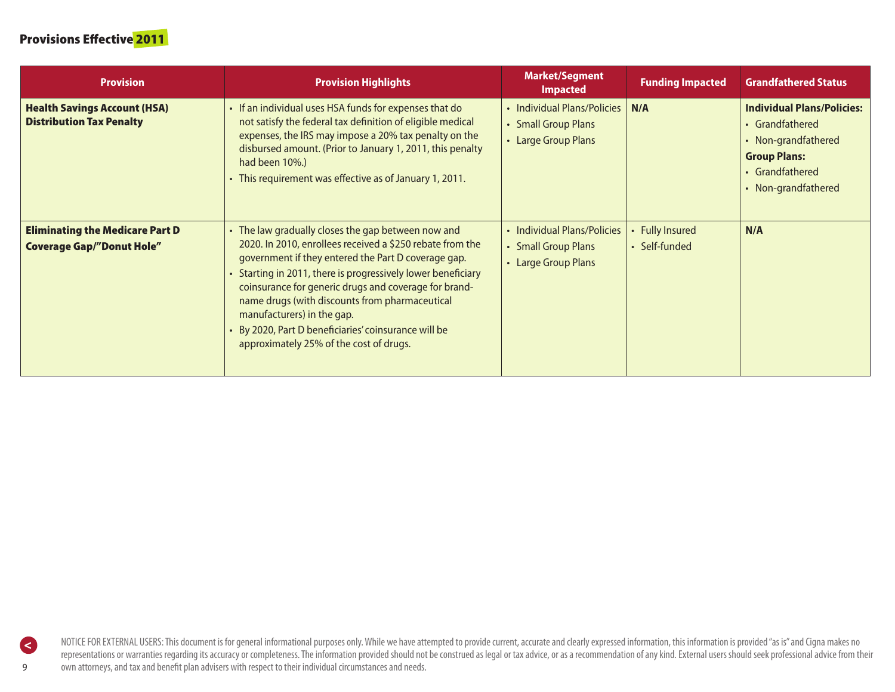## Provisions Effective 2011

| Provision | Provision Highlights | Market/Segment Impacted | Funding Impacted | Grandfathered Status |
|---|---|---|---|---|
| **Health Savings Account (HSA) Distribution Tax Penalty** | • If an individual uses HSA funds for expenses that do not satisfy the federal tax definition of eligible medical expenses, the IRS may impose a 20% tax penalty on the disbursed amount. (Prior to January 1, 2011, this penalty had been 10%.)<br>• This requirement was effective as of January 1, 2011. | • Individual Plans/Policies<br>• Small Group Plans<br>• Large Group Plans | **N/A** | **Individual Plans/Policies:**<br>• Grandfathered<br>• Non-grandfathered<br>**Group Plans:**<br>• Grandfathered<br>• Non-grandfathered |
| **Eliminating the Medicare Part D Coverage Gap/"Donut Hole"** | • The law gradually closes the gap between now and 2020. In 2010, enrollees received a $250 rebate from the government if they entered the Part D coverage gap.<br>• Starting in 2011, there is progressively lower beneficiary coinsurance for generic drugs and coverage for brand-name drugs (with discounts from pharmaceutical manufacturers) in the gap.<br>• By 2020, Part D beneficiaries' coinsurance will be approximately 25% of the cost of drugs. | • Individual Plans/Policies<br>• Small Group Plans<br>• Large Group Plans | • Fully Insured<br>• Self-funded | **N/A** |

NOTICE FOR EXTERNAL USERS: This document is for general informational purposes only. While we have attempted to provide current, accurate and clearly expressed information, this information is provided "as is" and Cigna makes no representations or warranties regarding its accuracy or completeness. The information provided should not be construed as legal or tax advice, or as a recommendation of any kind. External users should seek professional advice from their own attorneys, and tax and benefit plan advisers with respect to their individual circumstances and needs.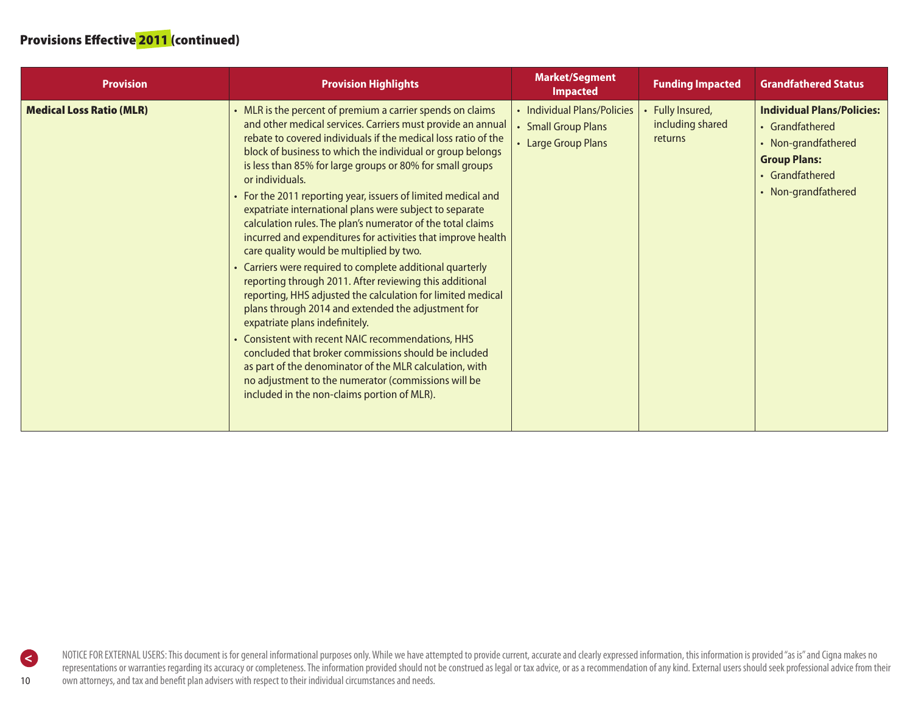## Provisions Effective 2011 (continued)

| Provision | Provision Highlights | Market/Segment Impacted | Funding Impacted | Grandfathered Status |
|---|---|---|---|---|
| **Medical Loss Ratio (MLR)** | • MLR is the percent of premium a carrier spends on claims and other medical services. Carriers must provide an annual rebate to covered individuals if the medical loss ratio of the block of business to which the individual or group belongs is less than 85% for large groups or 80% for small groups or individuals.<br>• For the 2011 reporting year, issuers of limited medical and expatriate international plans were subject to separate calculation rules. The plan's numerator of the total claims incurred and expenditures for activities that improve health care quality would be multiplied by two.<br>• Carriers were required to complete additional quarterly reporting through 2011. After reviewing this additional reporting, HHS adjusted the calculation for limited medical plans through 2014 and extended the adjustment for expatriate plans indefinitely.<br>• Consistent with recent NAIC recommendations, HHS concluded that broker commissions should be included as part of the denominator of the MLR calculation, with no adjustment to the numerator (commissions will be included in the non-claims portion of MLR). | • Individual Plans/Policies<br>• Small Group Plans<br>• Large Group Plans | • Fully Insured, including shared returns | **Individual Plans/Policies:**<br>• Grandfathered<br>• Non-grandfathered<br>**Group Plans:**<br>• Grandfathered<br>• Non-grandfathered |

NOTICE FOR EXTERNAL USERS: This document is for general informational purposes only. While we have attempted to provide current, accurate and clearly expressed information, this information is provided "as is" and Cigna makes no representations or warranties regarding its accuracy or completeness. The information provided should not be construed as legal or tax advice, or as a recommendation of any kind. External users should seek professional advice from their own attorneys, and tax and benefit plan advisers with respect to their individual circumstances and needs.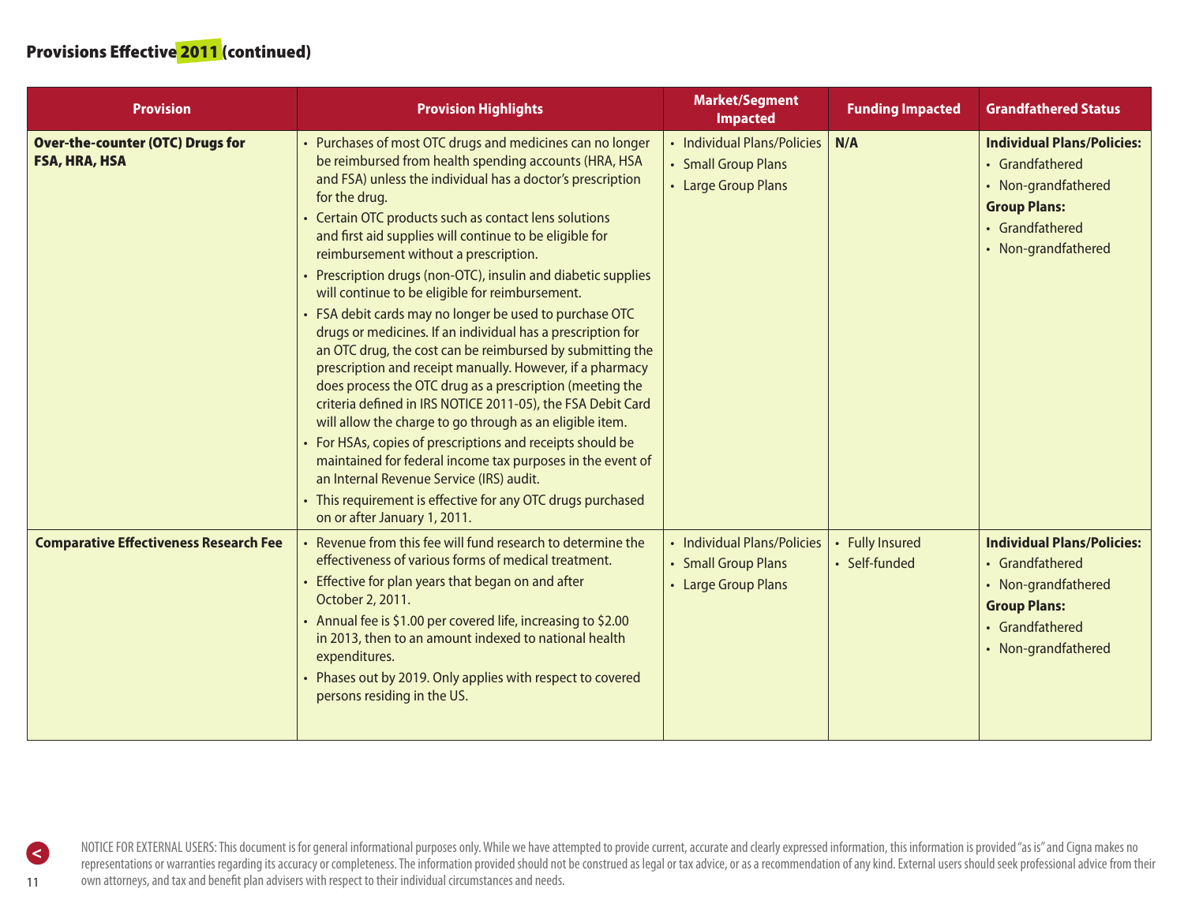## Provisions Effective 2011 (continued)

| Provision | Provision Highlights | Market/Segment Impacted | Funding Impacted | Grandfathered Status |
|---|---|---|---|---|
| **Over-the-counter (OTC) Drugs for FSA, HRA, HSA** | • Purchases of most OTC drugs and medicines can no longer be reimbursed from health spending accounts (HRA, HSA and FSA) unless the individual has a doctor's prescription for the drug.<br>• Certain OTC products such as contact lens solutions and first aid supplies will continue to be eligible for reimbursement without a prescription.<br>• Prescription drugs (non-OTC), insulin and diabetic supplies will continue to be eligible for reimbursement.<br>• FSA debit cards may no longer be used to purchase OTC drugs or medicines. If an individual has a prescription for an OTC drug, the cost can be reimbursed by submitting the prescription and receipt manually. However, if a pharmacy does process the OTC drug as a prescription (meeting the criteria defined in IRS NOTICE 2011-05), the FSA Debit Card will allow the charge to go through as an eligible item.<br>• For HSAs, copies of prescriptions and receipts should be maintained for federal income tax purposes in the event of an Internal Revenue Service (IRS) audit.<br>• This requirement is effective for any OTC drugs purchased on or after January 1, 2011. | • Individual Plans/Policies<br>• Small Group Plans<br>• Large Group Plans | **N/A** | **Individual Plans/Policies:**<br>• Grandfathered<br>• Non-grandfathered<br>**Group Plans:**<br>• Grandfathered<br>• Non-grandfathered |
| **Comparative Effectiveness Research Fee** | • Revenue from this fee will fund research to determine the effectiveness of various forms of medical treatment.<br>• Effective for plan years that began on and after October 2, 2011.<br>• Annual fee is $1.00 per covered life, increasing to $2.00 in 2013, then to an amount indexed to national health expenditures.<br>• Phases out by 2019. Only applies with respect to covered persons residing in the US. | • Individual Plans/Policies<br>• Small Group Plans<br>• Large Group Plans | • Fully Insured<br>• Self-funded | **Individual Plans/Policies:**<br>• Grandfathered<br>• Non-grandfathered<br>**Group Plans:**<br>• Grandfathered<br>• Non-grandfathered |

NOTICE FOR EXTERNAL USERS: This document is for general informational purposes only. While we have attempted to provide current, accurate and clearly expressed information, this information is provided "as is" and Cigna makes no representations or warranties regarding its accuracy or completeness. The information provided should not be construed as legal or tax advice, or as a recommendation of any kind. External users should seek professional advice from their own attorneys, and tax and benefit plan advisers with respect to their individual circumstances and needs.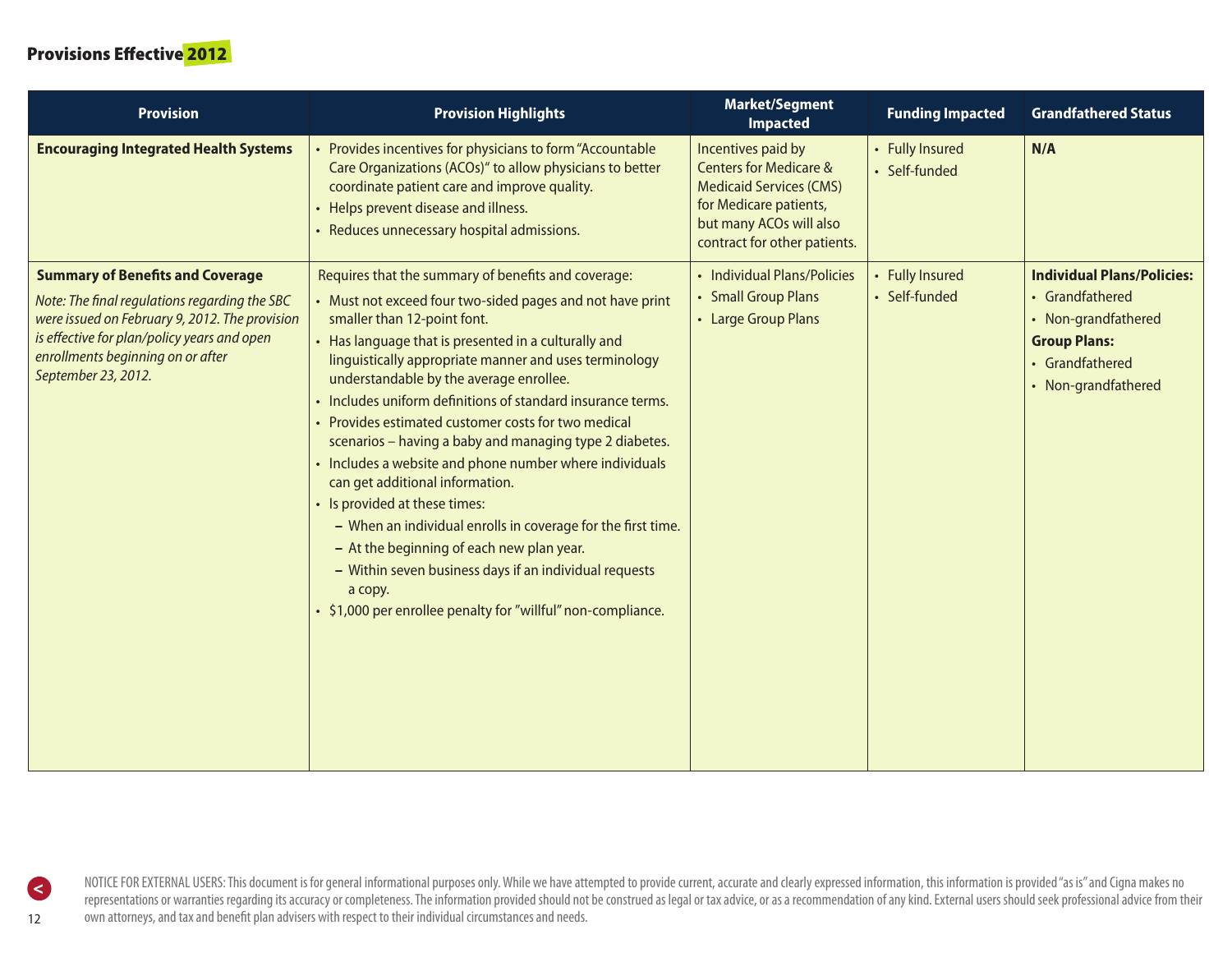## Provisions Effective 2012

| Provision | Provision Highlights | Market/Segment Impacted | Funding Impacted | Grandfathered Status |
|---|---|---|---|---|
| **Encouraging Integrated Health Systems** | • Provides incentives for physicians to form "Accountable Care Organizations (ACOs)" to allow physicians to better coordinate patient care and improve quality.<br>• Helps prevent disease and illness.<br>• Reduces unnecessary hospital admissions. | Incentives paid by Centers for Medicare & Medicaid Services (CMS) for Medicare patients, but many ACOs will also contract for other patients. | • Fully Insured<br>• Self-funded | **N/A** |
| **Summary of Benefits and Coverage**<br>*Note: The final regulations regarding the SBC were issued on February 9, 2012. The provision is effective for plan/policy years and open enrollments beginning on or after September 23, 2012.* | Requires that the summary of benefits and coverage:<br>• Must not exceed four two-sided pages and not have print smaller than 12-point font.<br>• Has language that is presented in a culturally and linguistically appropriate manner and uses terminology understandable by the average enrollee.<br>• Includes uniform definitions of standard insurance terms.<br>• Provides estimated customer costs for two medical scenarios – having a baby and managing type 2 diabetes.<br>• Includes a website and phone number where individuals can get additional information.<br>• Is provided at these times:<br>– When an individual enrolls in coverage for the first time.<br>– At the beginning of each new plan year.<br>– Within seven business days if an individual requests a copy.<br>• $1,000 per enrollee penalty for "willful" non-compliance. | • Individual Plans/Policies<br>• Small Group Plans<br>• Large Group Plans | • Fully Insured<br>• Self-funded | **Individual Plans/Policies:**<br>• Grandfathered<br>• Non-grandfathered<br>**Group Plans:**<br>• Grandfathered<br>• Non-grandfathered |

NOTICE FOR EXTERNAL USERS: This document is for general informational purposes only. While we have attempted to provide current, accurate and clearly expressed information, this information is provided "as is" and Cigna makes no representations or warranties regarding its accuracy or completeness. The information provided should not be construed as legal or tax advice, or as a recommendation of any kind. External users should seek professional advice from their own attorneys, and tax and benefit plan advisers with respect to their individual circumstances and needs.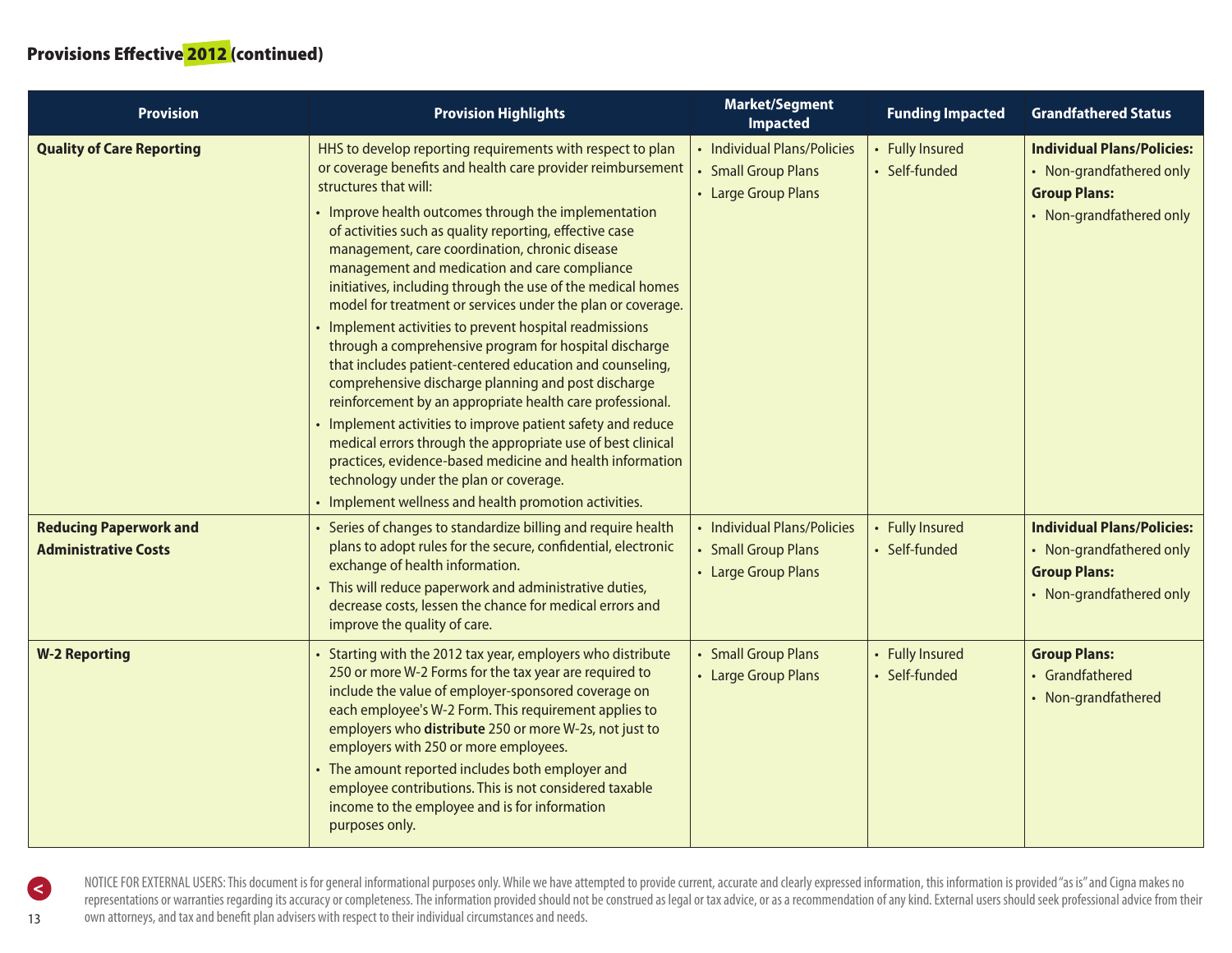## Provisions Effective 2012 (continued)

| Provision | Provision Highlights | Market/Segment Impacted | Funding Impacted | Grandfathered Status |
|---|---|---|---|---|
| **Quality of Care Reporting** | HHS to develop reporting requirements with respect to plan or coverage benefits and health care provider reimbursement structures that will:<br>• Improve health outcomes through the implementation of activities such as quality reporting, effective case management, care coordination, chronic disease management and medication and care compliance initiatives, including through the use of the medical homes model for treatment or services under the plan or coverage.<br>• Implement activities to prevent hospital readmissions through a comprehensive program for hospital discharge that includes patient-centered education and counseling, comprehensive discharge planning and post discharge reinforcement by an appropriate health care professional.<br>• Implement activities to improve patient safety and reduce medical errors through the appropriate use of best clinical practices, evidence-based medicine and health information technology under the plan or coverage.<br>• Implement wellness and health promotion activities. | • Individual Plans/Policies<br>• Small Group Plans<br>• Large Group Plans | • Fully Insured<br>• Self-funded | **Individual Plans/Policies:**<br>• Non-grandfathered only<br>**Group Plans:**<br>• Non-grandfathered only |
| **Reducing Paperwork and Administrative Costs** | • Series of changes to standardize billing and require health plans to adopt rules for the secure, confidential, electronic exchange of health information.<br>• This will reduce paperwork and administrative duties, decrease costs, lessen the chance for medical errors and improve the quality of care. | • Individual Plans/Policies<br>• Small Group Plans<br>• Large Group Plans | • Fully Insured<br>• Self-funded | **Individual Plans/Policies:**<br>• Non-grandfathered only<br>**Group Plans:**<br>• Non-grandfathered only |
| **W-2 Reporting** | • Starting with the 2012 tax year, employers who distribute 250 or more W-2 Forms for the tax year are required to include the value of employer-sponsored coverage on each employee's W-2 Form. This requirement applies to employers who **distribute** 250 or more W-2s, not just to employers with 250 or more employees.<br>• The amount reported includes both employer and employee contributions. This is not considered taxable income to the employee and is for information purposes only. | • Small Group Plans<br>• Large Group Plans | • Fully Insured<br>• Self-funded | **Group Plans:**<br>• Grandfathered<br>• Non-grandfathered |

NOTICE FOR EXTERNAL USERS: This document is for general informational purposes only. While we have attempted to provide current, accurate and clearly expressed information, this information is provided "as is" and Cigna makes no representations or warranties regarding its accuracy or completeness. The information provided should not be construed as legal or tax advice, or as a recommendation of any kind. External users should seek professional advice from their own attorneys, and tax and benefit plan advisers with respect to their individual circumstances and needs.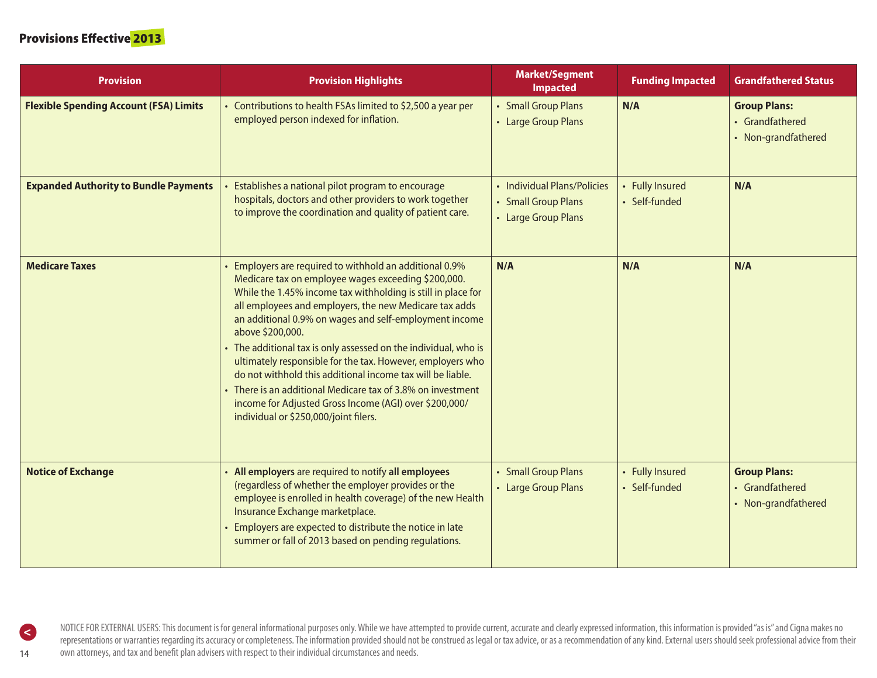## Provisions Effective 2013

| Provision | Provision Highlights | Market/Segment Impacted | Funding Impacted | Grandfathered Status |
|---|---|---|---|---|
| **Flexible Spending Account (FSA) Limits** | • Contributions to health FSAs limited to $2,500 a year per employed person indexed for inflation. | • Small Group Plans<br>• Large Group Plans | **N/A** | **Group Plans:**<br>• Grandfathered<br>• Non-grandfathered |
| **Expanded Authority to Bundle Payments** | • Establishes a national pilot program to encourage hospitals, doctors and other providers to work together to improve the coordination and quality of patient care. | • Individual Plans/Policies<br>• Small Group Plans<br>• Large Group Plans | • Fully Insured<br>• Self-funded | **N/A** |
| **Medicare Taxes** | • Employers are required to withhold an additional 0.9% Medicare tax on employee wages exceeding $200,000. While the 1.45% income tax withholding is still in place for all employees and employers, the new Medicare tax adds an additional 0.9% on wages and self-employment income above $200,000.<br>• The additional tax is only assessed on the individual, who is ultimately responsible for the tax. However, employers who do not withhold this additional income tax will be liable.<br>• There is an additional Medicare tax of 3.8% on investment income for Adjusted Gross Income (AGI) over $200,000/ individual or $250,000/joint filers. | **N/A** | **N/A** | **N/A** |
| **Notice of Exchange** | • **All employers** are required to notify **all employees** (regardless of whether the employer provides or the employee is enrolled in health coverage) of the new Health Insurance Exchange marketplace.<br>• Employers are expected to distribute the notice in late summer or fall of 2013 based on pending regulations. | • Small Group Plans<br>• Large Group Plans | • Fully Insured<br>• Self-funded | **Group Plans:**<br>• Grandfathered<br>• Non-grandfathered |

NOTICE FOR EXTERNAL USERS: This document is for general informational purposes only. While we have attempted to provide current, accurate and clearly expressed information, this information is provided "as is" and Cigna makes no representations or warranties regarding its accuracy or completeness. The information provided should not be construed as legal or tax advice, or as a recommendation of any kind. External users should seek professional advice from their own attorneys, and tax and benefit plan advisers with respect to their individual circumstances and needs.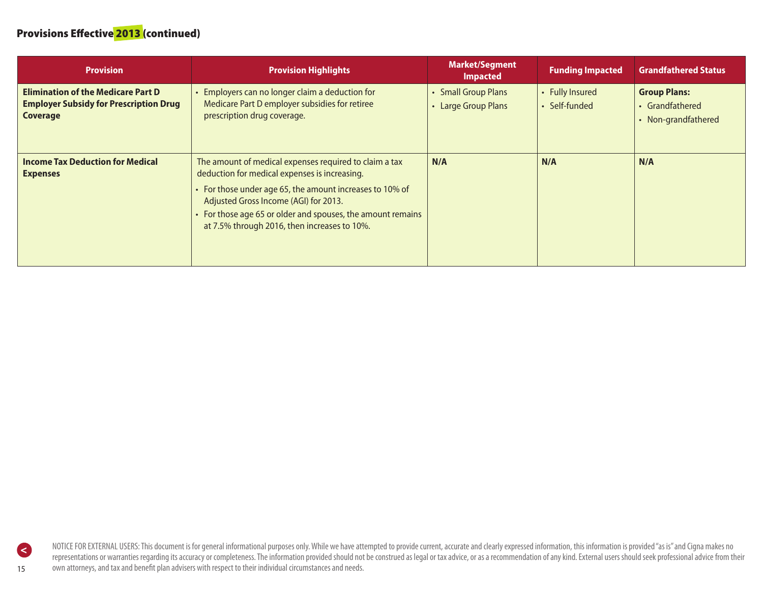## Provisions Effective 2013 (continued)

| Provision | Provision Highlights | Market/Segment Impacted | Funding Impacted | Grandfathered Status |
|---|---|---|---|---|
| **Elimination of the Medicare Part D Employer Subsidy for Prescription Drug Coverage** | • Employers can no longer claim a deduction for Medicare Part D employer subsidies for retiree prescription drug coverage. | • Small Group Plans<br>• Large Group Plans | • Fully Insured<br>• Self-funded | **Group Plans:**<br>• Grandfathered<br>• Non-grandfathered |
| **Income Tax Deduction for Medical Expenses** | The amount of medical expenses required to claim a tax deduction for medical expenses is increasing.<br>• For those under age 65, the amount increases to 10% of Adjusted Gross Income (AGI) for 2013.<br>• For those age 65 or older and spouses, the amount remains at 7.5% through 2016, then increases to 10%. | **N/A** | **N/A** | **N/A** |

NOTICE FOR EXTERNAL USERS: This document is for general informational purposes only. While we have attempted to provide current, accurate and clearly expressed information, this information is provided "as is" and Cigna makes no representations or warranties regarding its accuracy or completeness. The information provided should not be construed as legal or tax advice, or as a recommendation of any kind. External users should seek professional advice from their own attorneys, and tax and benefit plan advisers with respect to their individual circumstances and needs.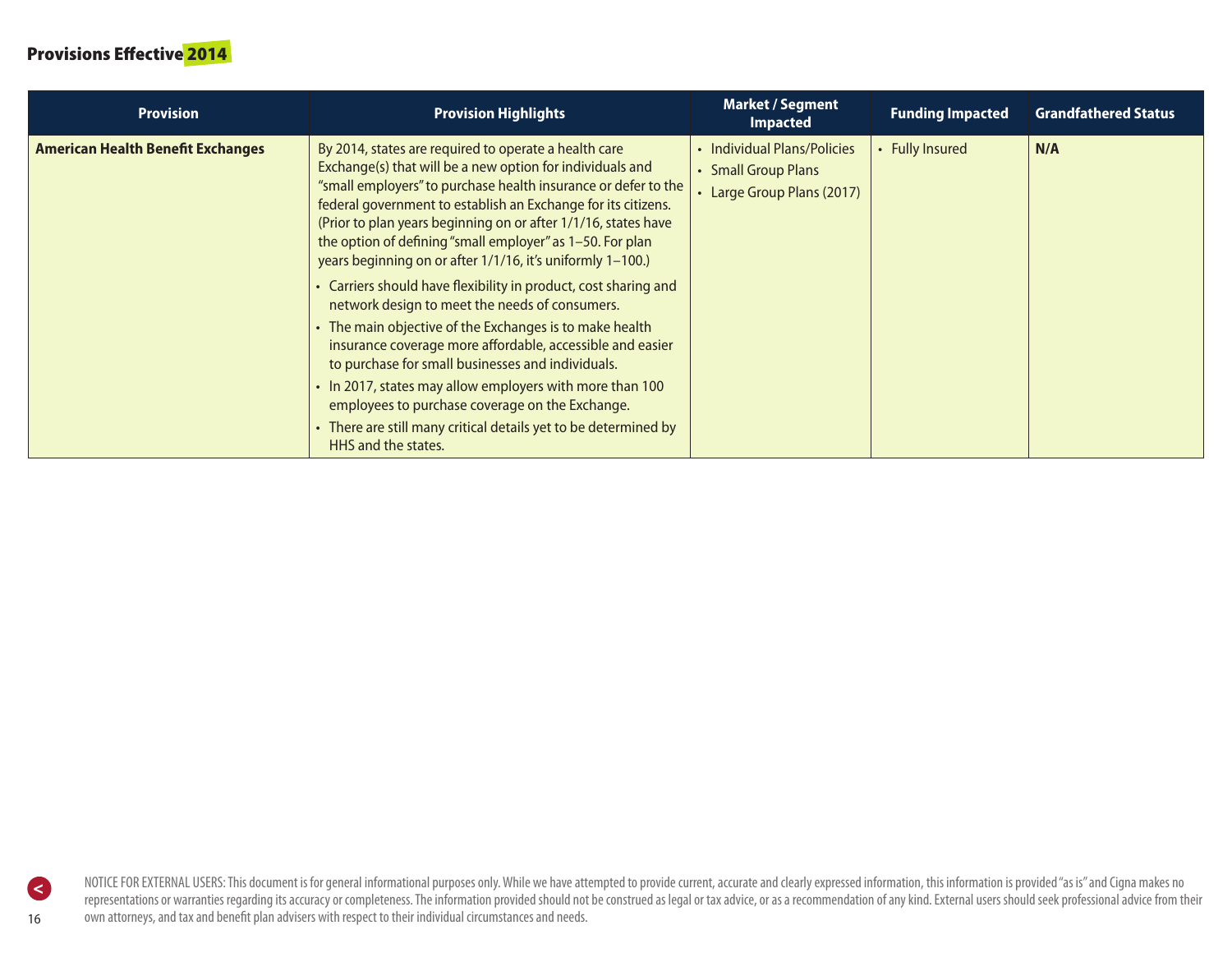## Provisions Effective 2014

| Provision | Provision Highlights | Market / Segment Impacted | Funding Impacted | Grandfathered Status |
| --- | --- | --- | --- | --- |
| **American Health Benefit Exchanges** | By 2014, states are required to operate a health care Exchange(s) that will be a new option for individuals and "small employers" to purchase health insurance or defer to the federal government to establish an Exchange for its citizens. (Prior to plan years beginning on or after 1/1/16, states have the option of defining "small employer" as 1–50. For plan years beginning on or after 1/1/16, it's uniformly 1–100.)<br>• Carriers should have flexibility in product, cost sharing and network design to meet the needs of consumers.<br>• The main objective of the Exchanges is to make health insurance coverage more affordable, accessible and easier to purchase for small businesses and individuals.<br>• In 2017, states may allow employers with more than 100 employees to purchase coverage on the Exchange.<br>• There are still many critical details yet to be determined by HHS and the states. | • Individual Plans/Policies<br>• Small Group Plans<br>• Large Group Plans (2017) | • Fully Insured | **N/A** |

NOTICE FOR EXTERNAL USERS: This document is for general informational purposes only. While we have attempted to provide current, accurate and clearly expressed information, this information is provided "as is" and Cigna makes no representations or warranties regarding its accuracy or completeness. The information provided should not be construed as legal or tax advice, or as a recommendation of any kind. External users should seek professional advice from their own attorneys, and tax and benefit plan advisers with respect to their individual circumstances and needs.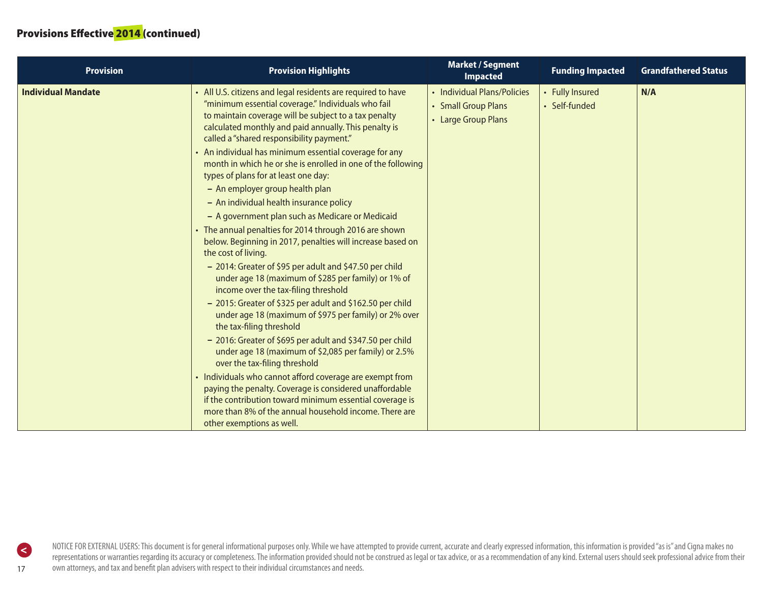## Provisions Effective 2014 (continued)

| Provision | Provision Highlights | Market / Segment Impacted | Funding Impacted | Grandfathered Status |
|---|---|---|---|---|
| **Individual Mandate** | • All U.S. citizens and legal residents are required to have "minimum essential coverage." Individuals who fail to maintain coverage will be subject to a tax penalty calculated monthly and paid annually. This penalty is called a "shared responsibility payment."<br>• An individual has minimum essential coverage for any month in which he or she is enrolled in one of the following types of plans for at least one day:<br>– An employer group health plan<br>– An individual health insurance policy<br>– A government plan such as Medicare or Medicaid<br>• The annual penalties for 2014 through 2016 are shown below. Beginning in 2017, penalties will increase based on the cost of living.<br>– 2014: Greater of $95 per adult and $47.50 per child under age 18 (maximum of $285 per family) or 1% of income over the tax-filing threshold<br>– 2015: Greater of $325 per adult and $162.50 per child under age 18 (maximum of $975 per family) or 2% over the tax-filing threshold<br>– 2016: Greater of $695 per adult and $347.50 per child under age 18 (maximum of $2,085 per family) or 2.5% over the tax-filing threshold<br>• Individuals who cannot afford coverage are exempt from paying the penalty. Coverage is considered unaffordable if the contribution toward minimum essential coverage is more than 8% of the annual household income. There are other exemptions as well. | • Individual Plans/Policies<br>• Small Group Plans<br>• Large Group Plans | • Fully Insured<br>• Self-funded | **N/A** |

NOTICE FOR EXTERNAL USERS: This document is for general informational purposes only. While we have attempted to provide current, accurate and clearly expressed information, this information is provided "as is" and Cigna makes no representations or warranties regarding its accuracy or completeness. The information provided should not be construed as legal or tax advice, or as a recommendation of any kind. External users should seek professional advice from their own attorneys, and tax and benefit plan advisers with respect to their individual circumstances and needs.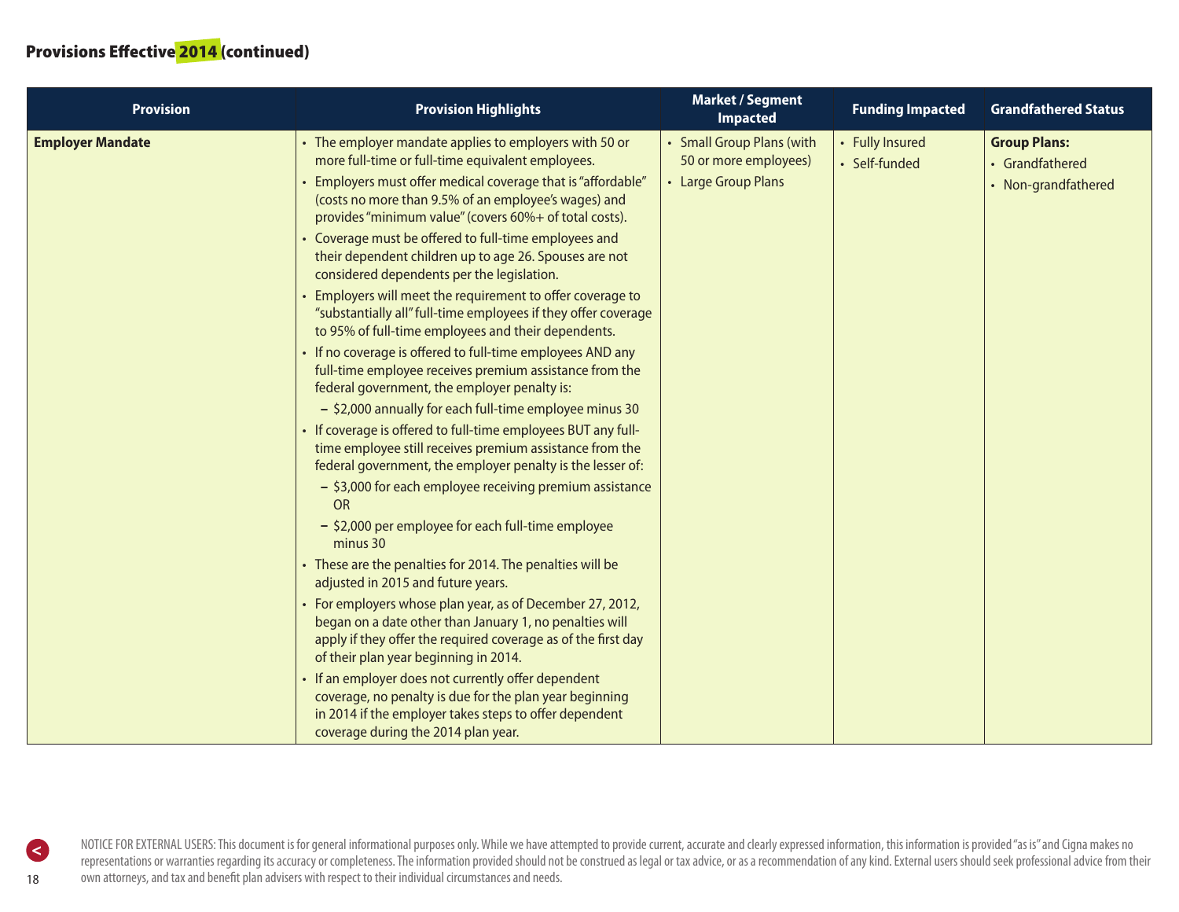## Provisions Effective 2014 (continued)

| Provision | Provision Highlights | Market / Segment Impacted | Funding Impacted | Grandfathered Status |
|---|---|---|---|---|
| **Employer Mandate** | • The employer mandate applies to employers with 50 or more full-time or full-time equivalent employees.<br>• Employers must offer medical coverage that is "affordable" (costs no more than 9.5% of an employee's wages) and provides "minimum value" (covers 60%+ of total costs).<br>• Coverage must be offered to full-time employees and their dependent children up to age 26. Spouses are not considered dependents per the legislation.<br>• Employers will meet the requirement to offer coverage to "substantially all" full-time employees if they offer coverage to 95% of full-time employees and their dependents.<br>• If no coverage is offered to full-time employees AND any full-time employee receives premium assistance from the federal government, the employer penalty is:<br>  – $2,000 annually for each full-time employee minus 30<br>• If coverage is offered to full-time employees BUT any full-time employee still receives premium assistance from the federal government, the employer penalty is the lesser of:<br>  – $3,000 for each employee receiving premium assistance OR<br>  – $2,000 per employee for each full-time employee minus 30<br>• These are the penalties for 2014. The penalties will be adjusted in 2015 and future years.<br>• For employers whose plan year, as of December 27, 2012, began on a date other than January 1, no penalties will apply if they offer the required coverage as of the first day of their plan year beginning in 2014.<br>• If an employer does not currently offer dependent coverage, no penalty is due for the plan year beginning in 2014 if the employer takes steps to offer dependent coverage during the 2014 plan year. | • Small Group Plans (with 50 or more employees)<br>• Large Group Plans | • Fully Insured<br>• Self-funded | **Group Plans:**<br>• Grandfathered<br>• Non-grandfathered |

NOTICE FOR EXTERNAL USERS: This document is for general informational purposes only. While we have attempted to provide current, accurate and clearly expressed information, this information is provided "as is" and Cigna makes no representations or warranties regarding its accuracy or completeness. The information provided should not be construed as legal or tax advice, or as a recommendation of any kind. External users should seek professional advice from their own attorneys, and tax and benefit plan advisers with respect to their individual circumstances and needs.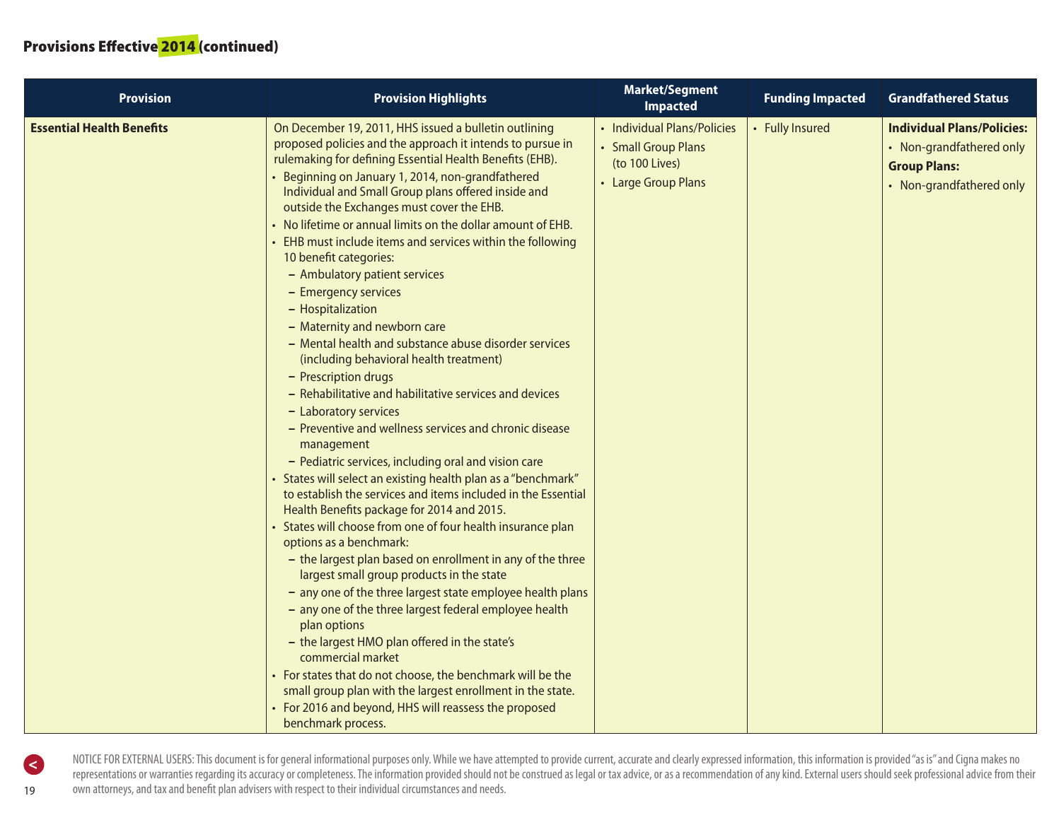## Provisions Effective 2014 (continued)

| Provision | Provision Highlights | Market/Segment Impacted | Funding Impacted | Grandfathered Status |
|---|---|---|---|---|
| **Essential Health Benefits** | On December 19, 2011, HHS issued a bulletin outlining proposed policies and the approach it intends to pursue in rulemaking for defining Essential Health Benefits (EHB).<br>• Beginning on January 1, 2014, non-grandfathered Individual and Small Group plans offered inside and outside the Exchanges must cover the EHB.<br>• No lifetime or annual limits on the dollar amount of EHB.<br>• EHB must include items and services within the following 10 benefit categories:<br>– Ambulatory patient services<br>– Emergency services<br>– Hospitalization<br>– Maternity and newborn care<br>– Mental health and substance abuse disorder services (including behavioral health treatment)<br>– Prescription drugs<br>– Rehabilitative and habilitative services and devices<br>– Laboratory services<br>– Preventive and wellness services and chronic disease management<br>– Pediatric services, including oral and vision care<br>• States will select an existing health plan as a "benchmark" to establish the services and items included in the Essential Health Benefits package for 2014 and 2015.<br>• States will choose from one of four health insurance plan options as a benchmark:<br>– the largest plan based on enrollment in any of the three largest small group products in the state<br>– any one of the three largest state employee health plans<br>– any one of the three largest federal employee health plan options<br>– the largest HMO plan offered in the state's commercial market<br>• For states that do not choose, the benchmark will be the small group plan with the largest enrollment in the state.<br>• For 2016 and beyond, HHS will reassess the proposed benchmark process. | • Individual Plans/Policies<br>• Small Group Plans (to 100 Lives)<br>• Large Group Plans | • Fully Insured | **Individual Plans/Policies:**<br>• Non-grandfathered only<br>**Group Plans:**<br>• Non-grandfathered only |

NOTICE FOR EXTERNAL USERS: This document is for general informational purposes only. While we have attempted to provide current, accurate and clearly expressed information, this information is provided "as is" and Cigna makes no representations or warranties regarding its accuracy or completeness. The information provided should not be construed as legal or tax advice, or as a recommendation of any kind. External users should seek professional advice from their own attorneys, and tax and benefit plan advisers with respect to their individual circumstances and needs.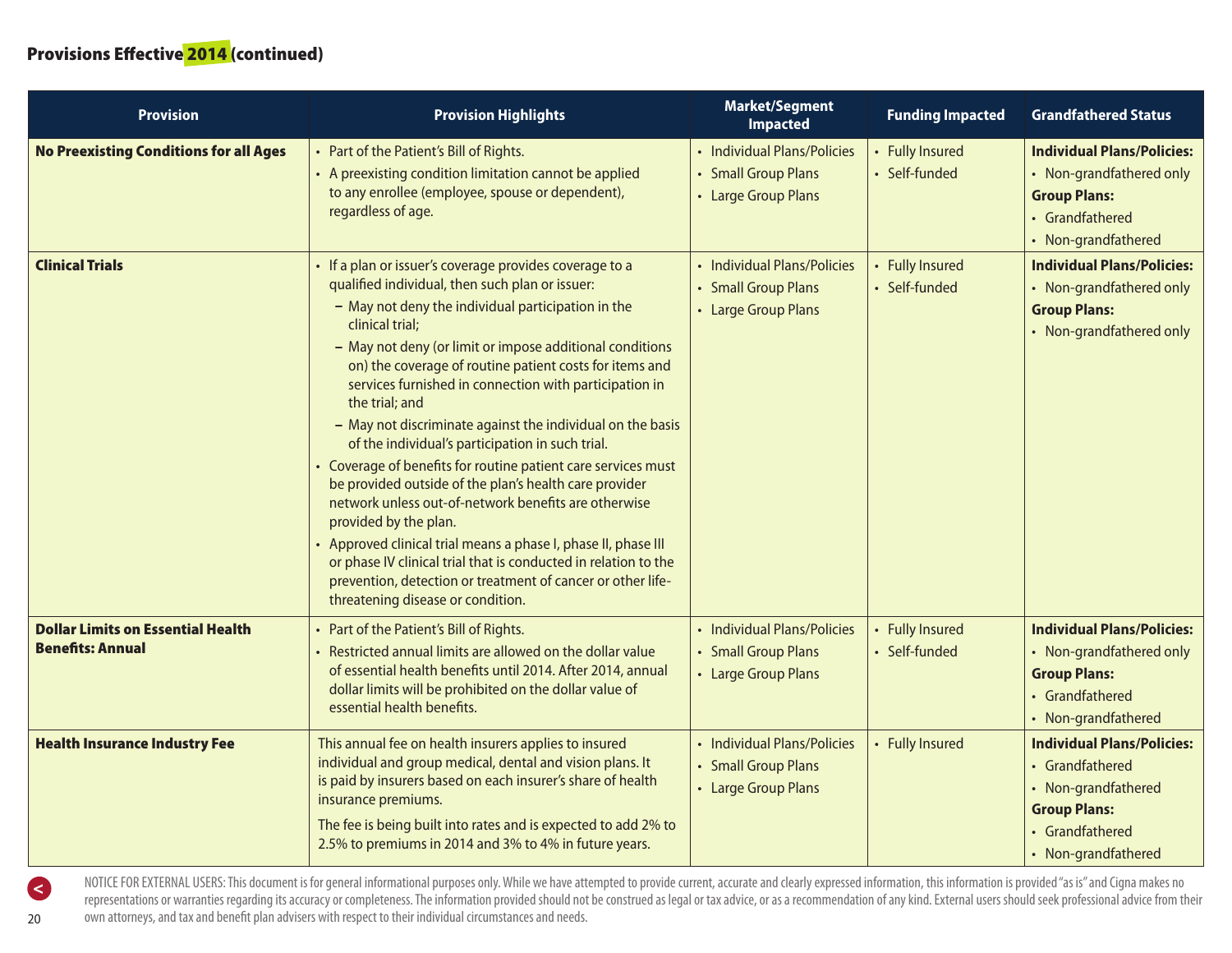## Provisions Effective 2014 (continued)

| Provision | Provision Highlights | Market/Segment Impacted | Funding Impacted | Grandfathered Status |
|---|---|---|---|---|
| **No Preexisting Conditions for all Ages** | • Part of the Patient's Bill of Rights.<br>• A preexisting condition limitation cannot be applied to any enrollee (employee, spouse or dependent), regardless of age. | • Individual Plans/Policies<br>• Small Group Plans<br>• Large Group Plans | • Fully Insured<br>• Self-funded | **Individual Plans/Policies:**<br>• Non-grandfathered only<br>**Group Plans:**<br>• Grandfathered<br>• Non-grandfathered |
| **Clinical Trials** | • If a plan or issuer's coverage provides coverage to a qualified individual, then such plan or issuer:<br>– May not deny the individual participation in the clinical trial;<br>– May not deny (or limit or impose additional conditions on) the coverage of routine patient costs for items and services furnished in connection with participation in the trial; and<br>– May not discriminate against the individual on the basis of the individual's participation in such trial.<br>• Coverage of benefits for routine patient care services must be provided outside of the plan's health care provider network unless out-of-network benefits are otherwise provided by the plan.<br>• Approved clinical trial means a phase I, phase II, phase III or phase IV clinical trial that is conducted in relation to the prevention, detection or treatment of cancer or other life-threatening disease or condition. | • Individual Plans/Policies<br>• Small Group Plans<br>• Large Group Plans | • Fully Insured<br>• Self-funded | **Individual Plans/Policies:**<br>• Non-grandfathered only<br>**Group Plans:**<br>• Non-grandfathered only |
| **Dollar Limits on Essential Health Benefits: Annual** | • Part of the Patient's Bill of Rights.<br>• Restricted annual limits are allowed on the dollar value of essential health benefits until 2014. After 2014, annual dollar limits will be prohibited on the dollar value of essential health benefits. | • Individual Plans/Policies<br>• Small Group Plans<br>• Large Group Plans | • Fully Insured<br>• Self-funded | **Individual Plans/Policies:**<br>• Non-grandfathered only<br>**Group Plans:**<br>• Grandfathered<br>• Non-grandfathered |
| **Health Insurance Industry Fee** | This annual fee on health insurers applies to insured individual and group medical, dental and vision plans. It is paid by insurers based on each insurer's share of health insurance premiums.<br><br>The fee is being built into rates and is expected to add 2% to 2.5% to premiums in 2014 and 3% to 4% in future years. | • Individual Plans/Policies<br>• Small Group Plans<br>• Large Group Plans | • Fully Insured | **Individual Plans/Policies:**<br>• Grandfathered<br>• Non-grandfathered<br>**Group Plans:**<br>• Grandfathered<br>• Non-grandfathered |

NOTICE FOR EXTERNAL USERS: This document is for general informational purposes only. While we have attempted to provide current, accurate and clearly expressed information, this information is provided "as is" and Cigna makes no representations or warranties regarding its accuracy or completeness. The information provided should not be construed as legal or tax advice, or as a recommendation of any kind. External users should seek professional advice from their own attorneys, and tax and benefit plan advisers with respect to their individual circumstances and needs.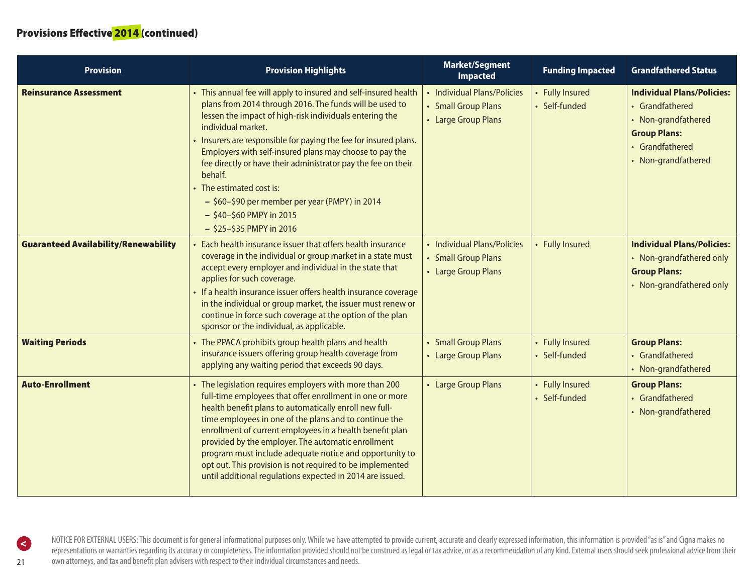## Provisions Effective 2014 (continued)

| Provision | Provision Highlights | Market/Segment Impacted | Funding Impacted | Grandfathered Status |
|---|---|---|---|---|
| **Reinsurance Assessment** | • This annual fee will apply to insured and self-insured health plans from 2014 through 2016. The funds will be used to lessen the impact of high-risk individuals entering the individual market.<br>• Insurers are responsible for paying the fee for insured plans. Employers with self-insured plans may choose to pay the fee directly or have their administrator pay the fee on their behalf.<br>• The estimated cost is:<br>– \$60–\$90 per member per year (PMPY) in 2014<br>– \$40–\$60 PMPY in 2015<br>– \$25–\$35 PMPY in 2016 | • Individual Plans/Policies<br>• Small Group Plans<br>• Large Group Plans | • Fully Insured<br>• Self-funded | **Individual Plans/Policies:**<br>• Grandfathered<br>• Non-grandfathered<br>**Group Plans:**<br>• Grandfathered<br>• Non-grandfathered |
| **Guaranteed Availability/Renewability** | • Each health insurance issuer that offers health insurance coverage in the individual or group market in a state must accept every employer and individual in the state that applies for such coverage.<br>• If a health insurance issuer offers health insurance coverage in the individual or group market, the issuer must renew or continue in force such coverage at the option of the plan sponsor or the individual, as applicable. | • Individual Plans/Policies<br>• Small Group Plans<br>• Large Group Plans | • Fully Insured | **Individual Plans/Policies:**<br>• Non-grandfathered only<br>**Group Plans:**<br>• Non-grandfathered only |
| **Waiting Periods** | • The PPACA prohibits group health plans and health insurance issuers offering group health coverage from applying any waiting period that exceeds 90 days. | • Small Group Plans<br>• Large Group Plans | • Fully Insured<br>• Self-funded | **Group Plans:**<br>• Grandfathered<br>• Non-grandfathered |
| **Auto-Enrollment** | • The legislation requires employers with more than 200 full-time employees that offer enrollment in one or more health benefit plans to automatically enroll new full-time employees in one of the plans and to continue the enrollment of current employees in a health benefit plan provided by the employer. The automatic enrollment program must include adequate notice and opportunity to opt out. This provision is not required to be implemented until additional regulations expected in 2014 are issued. | • Large Group Plans | • Fully Insured<br>• Self-funded | **Group Plans:**<br>• Grandfathered<br>• Non-grandfathered |

NOTICE FOR EXTERNAL USERS: This document is for general informational purposes only. While we have attempted to provide current, accurate and clearly expressed information, this information is provided "as is" and Cigna makes no representations or warranties regarding its accuracy or completeness. The information provided should not be construed as legal or tax advice, or as a recommendation of any kind. External users should seek professional advice from their own attorneys, and tax and benefit plan advisers with respect to their individual circumstances and needs.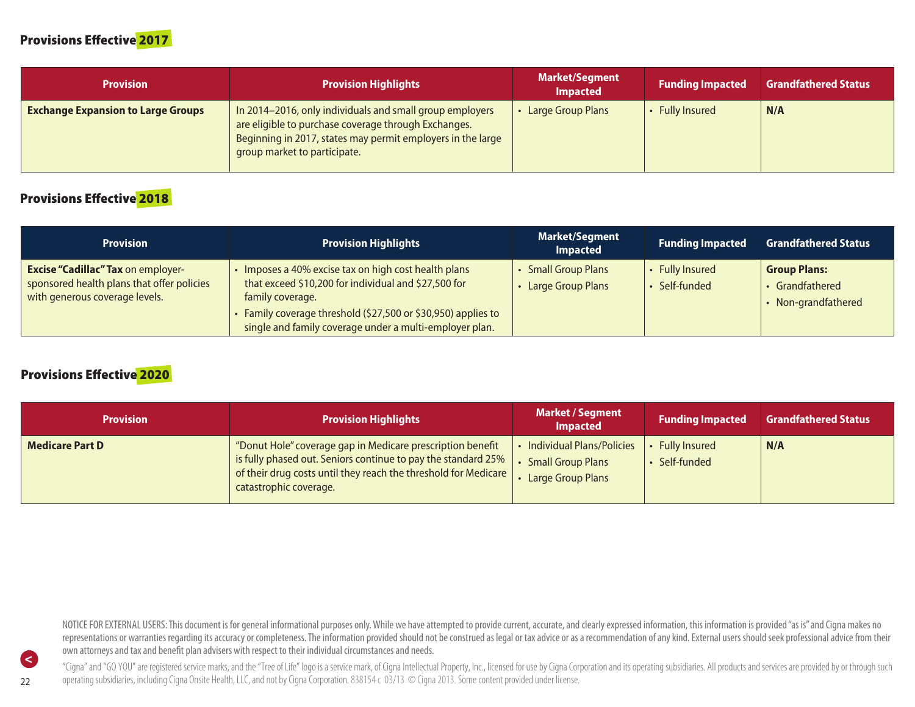## Provisions Effective 2017

| Provision | Provision Highlights | Market/Segment Impacted | Funding Impacted | Grandfathered Status |
| --- | --- | --- | --- | --- |
| **Exchange Expansion to Large Groups** | In 2014–2016, only individuals and small group employers are eligible to purchase coverage through Exchanges. Beginning in 2017, states may permit employers in the large group market to participate. | • Large Group Plans | • Fully Insured | **N/A** |

## Provisions Effective 2018

| Provision | Provision Highlights | Market/Segment Impacted | Funding Impacted | Grandfathered Status |
| --- | --- | --- | --- | --- |
| **Excise "Cadillac" Tax** on employer-sponsored health plans that offer policies with generous coverage levels. | • Imposes a 40% excise tax on high cost health plans that exceed $10,200 for individual and $27,500 for family coverage.<br>• Family coverage threshold ($27,500 or $30,950) applies to single and family coverage under a multi-employer plan. | • Small Group Plans<br>• Large Group Plans | • Fully Insured<br>• Self-funded | **Group Plans:**<br>• Grandfathered<br>• Non-grandfathered |

## Provisions Effective 2020

| Provision | Provision Highlights | Market / Segment Impacted | Funding Impacted | Grandfathered Status |
| --- | --- | --- | --- | --- |
| **Medicare Part D** | "Donut Hole" coverage gap in Medicare prescription benefit is fully phased out. Seniors continue to pay the standard 25% of their drug costs until they reach the threshold for Medicare catastrophic coverage. | • Individual Plans/Policies<br>• Small Group Plans<br>• Large Group Plans | • Fully Insured<br>• Self-funded | **N/A** |

NOTICE FOR EXTERNAL USERS: This document is for general informational purposes only. While we have attempted to provide current, accurate, and clearly expressed information, this information is provided "as is" and Cigna makes no representations or warranties regarding its accuracy or completeness. The information provided should not be construed as legal or tax advice or as a recommendation of any kind. External users should seek professional advice from their own attorneys and tax and benefit plan advisers with respect to their individual circumstances and needs.

"Cigna" and "GO YOU" are registered service marks, and the "Tree of Life" logo is a service mark, of Cigna Intellectual Property, Inc., licensed for use by Cigna Corporation and its operating subsidiaries. All products and services are provided by or through such operating subsidiaries, including Cigna Onsite Health, LLC, and not by Cigna Corporation. 838154 c 03/13 © Cigna 2013. Some content provided under license.